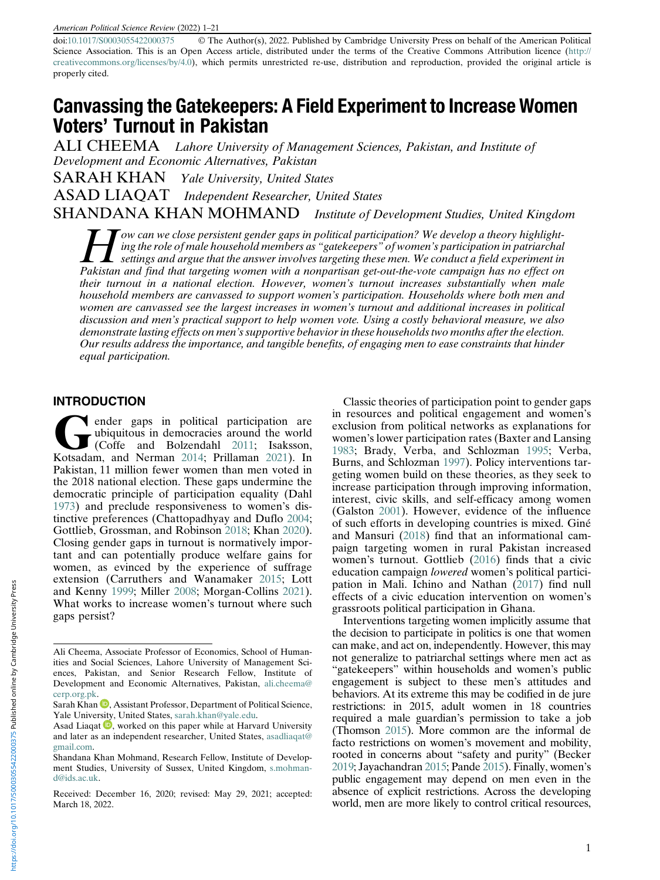doi:10.1017/S0003055422000375 © The Author(s), 2022. Published by Cambridge University Press on behalf of the American Political Science Association. This is an Open Access article, distributed under the terms of the Creative Commons Attribution licence (http://creativecommons.org/licenses/by/4.0), which permits unrestricted re-use, distribution and reproduction, provided the original article is properly cited.

# Canvassing the Gatekeepers: A Field Experiment to Increase Women Voters' Turnout in Pakistan

ALI CHEEMA *Lahore University of Management Sciences, Pakistan, and Institute of Development and Economic Alternatives, Pakistan*

SARAH KHAN *Yale University, United States*

ASAD LIAQAT *Independent Researcher, United States*

SHANDANA KHAN MOHMAND *Institute of Development Studies, United Kingdom*

*How can we close persistent gender gaps in political participation? We develop a theory highlighting the role of male household members as "gatekeepers" of women's participation in patriarchal settings and argue that the answer involves targeting these men. We conduct a field experiment in Pakistan and find that targeting women with a nonpartisan get-out-the-vote campaign has no effect on their turnout in a national election. However, women's turnout increases substantially when male household members are canvassed to support women's participation. Households where both men and women are canvassed see the largest increases in women's turnout and additional increases in political discussion and men's practical support to help women vote. Using a costly behavioral measure, we also demonstrate lasting effects on men's supportive behavior in these households two months after the election. Our results address the importance, and tangible benefits, of engaging men to ease constraints that hinder equal participation.*

## INTRODUCTION

Gender gaps in political participation are ubiquitous in democracies around the world (Coffe and Bolzendahl 2011; Isaksson, Kotsadam, and Nerman 2014; Prillaman 2021). In Pakistan, 11 million fewer women than men voted in the 2018 national election. These gaps undermine the democratic principle of participation equality (Dahl 1973) and preclude responsiveness to women's distinctive preferences (Chattopadhyay and Duflo 2004; Gottlieb, Grossman, and Robinson 2018; Khan 2020). Closing gender gaps in turnout is normatively important and can potentially produce welfare gains for women, as evinced by the experience of suffrage extension (Carruthers and Wanamaker 2015; Lott and Kenny 1999; Miller 2008; Morgan-Collins 2021). What works to increase women's turnout where such gaps persist?

Classic theories of participation point to gender gaps in resources and political engagement and women's exclusion from political networks as explanations for women's lower participation rates (Baxter and Lansing 1983; Brady, Verba, and Schlozman 1995; Verba, Burns, and Schlozman 1997). Policy interventions targeting women build on these theories, as they seek to increase participation through improving information, interest, civic skills, and self-efficacy among women (Galston 2001). However, evidence of the influence of such efforts in developing countries is mixed. Giné and Mansuri (2018) find that an informational campaign targeting women in rural Pakistan increased women's turnout. Gottlieb (2016) finds that a civic education campaign *lowered* women's political participation in Mali. Ichino and Nathan (2017) find null effects of a civic education intervention on women's grassroots political participation in Ghana.

Interventions targeting women implicitly assume that the decision to participate in politics is one that women can make, and act on, independently. However, this may not generalize to patriarchal settings where men act as "gatekeepers" within households and women's public engagement is subject to these men's attitudes and behaviors. At its extreme this may be codified in de jure restrictions: in 2015, adult women in 18 countries required a male guardian's permission to take a job (Thomson 2015). More common are the informal de facto restrictions on women's movement and mobility, rooted in concerns about "safety and purity" (Becker 2019; Jayachandran 2015; Pande 2015). Finally, women's public engagement may depend on men even in the absence of explicit restrictions. Across the developing world, men are more likely to control critical resources,

---

Ali Cheema, Associate Professor of Economics, School of Humanities and Social Sciences, Lahore University of Management Sciences, Pakistan, and Senior Research Fellow, Institute of Development and Economic Alternatives, Pakistan, ali.cheema@cerp.org.pk.

Sarah Khan, Assistant Professor, Department of Political Science, Yale University, United States, sarah.khan@yale.edu.

Asad Liaqat, worked on this paper while at Harvard University and later as an independent researcher, United States, asadliaqat@gmail.com.

Shandana Khan Mohmand, Research Fellow, Institute of Development Studies, University of Sussex, United Kingdom, s.mohmand@ids.ac.uk.

Received: December 16, 2020; revised: May 29, 2021; accepted: March 18, 2022.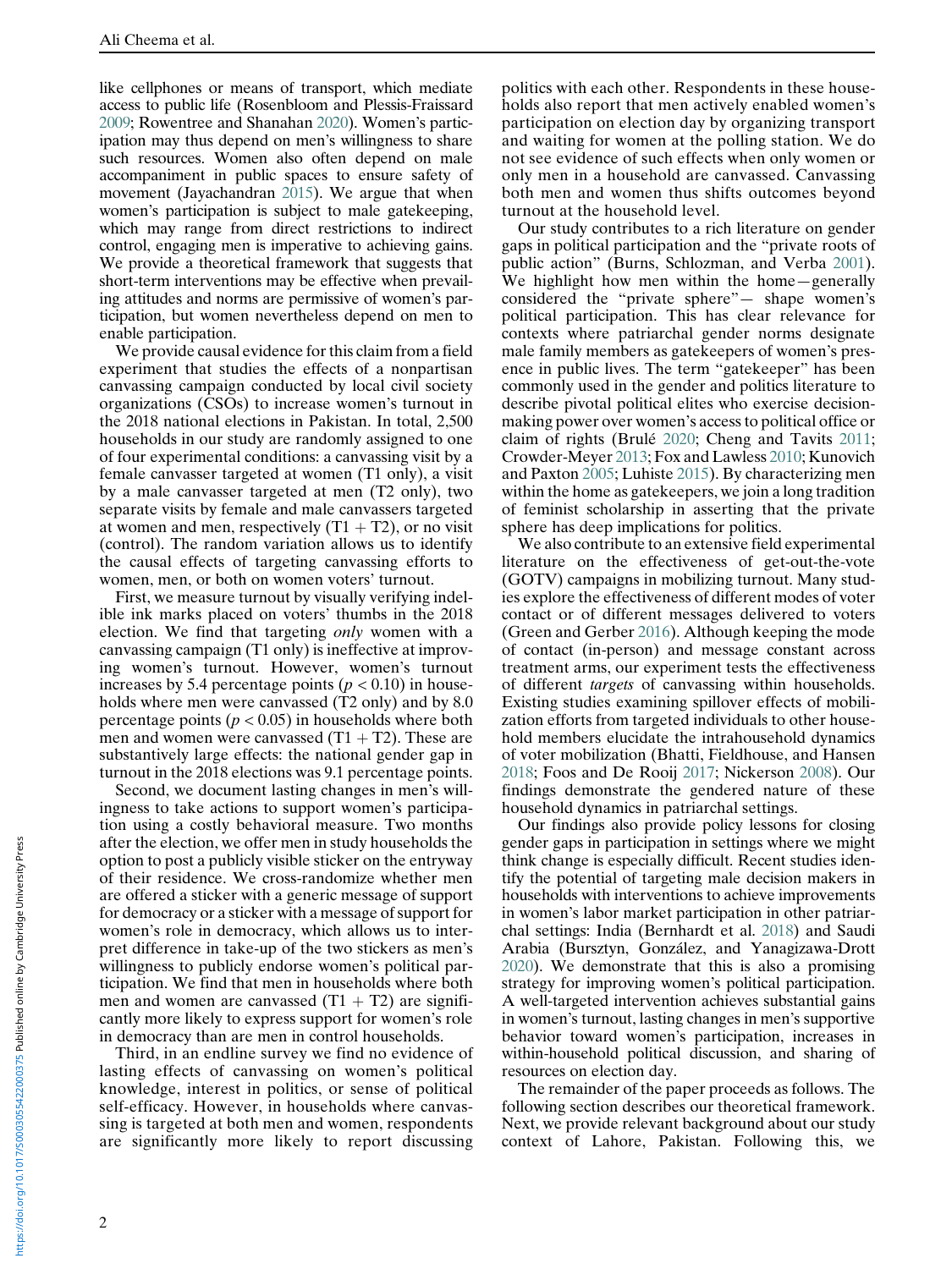like cellphones or means of transport, which mediate access to public life (Rosenbloom and Plessis-Fraissard 2009; Rowentree and Shanahan 2020). Women's participation may thus depend on men's willingness to share such resources. Women also often depend on male accompaniment in public spaces to ensure safety of movement (Jayachandran 2015). We argue that when women's participation is subject to male gatekeeping, which may range from direct restrictions to indirect control, engaging men is imperative to achieving gains. We provide a theoretical framework that suggests that short-term interventions may be effective when prevailing attitudes and norms are permissive of women's participation, but women nevertheless depend on men to enable participation.

We provide causal evidence for this claim from a field experiment that studies the effects of a nonpartisan canvassing campaign conducted by local civil society organizations (CSOs) to increase women's turnout in the 2018 national elections in Pakistan. In total, 2,500 households in our study are randomly assigned to one of four experimental conditions: a canvassing visit by a female canvasser targeted at women (T1 only), a visit by a male canvasser targeted at men (T2 only), two separate visits by female and male canvassers targeted at women and men, respectively (T1 + T2), or no visit (control). The random variation allows us to identify the causal effects of targeting canvassing efforts to women, men, or both on women voters' turnout.

First, we measure turnout by visually verifying indelible ink marks placed on voters' thumbs in the 2018 election. We find that targeting *only* women with a canvassing campaign (T1 only) is ineffective at improving women's turnout. However, women's turnout increases by 5.4 percentage points ($p < 0.10$) in households where men were canvassed (T2 only) and by 8.0 percentage points ($p < 0.05$) in households where both men and women were canvassed (T1 + T2). These are substantively large effects: the national gender gap in turnout in the 2018 elections was 9.1 percentage points.

Second, we document lasting changes in men's willingness to take actions to support women's participation using a costly behavioral measure. Two months after the election, we offer men in study households the option to post a publicly visible sticker on the entryway of their residence. We cross-randomize whether men are offered a sticker with a generic message of support for democracy or a sticker with a message of support for women's role in democracy, which allows us to interpret difference in take-up of the two stickers as men's willingness to publicly endorse women's political participation. We find that men in households where both men and women are canvassed (T1 + T2) are significantly more likely to express support for women's role in democracy than are men in control households.

Third, in an endline survey we find no evidence of lasting effects of canvassing on women's political knowledge, interest in politics, or sense of political self-efficacy. However, in households where canvassing is targeted at both men and women, respondents are significantly more likely to report discussing politics with each other. Respondents in these households also report that men actively enabled women's participation on election day by organizing transport and waiting for women at the polling station. We do not see evidence of such effects when only women or only men in a household are canvassed. Canvassing both men and women thus shifts outcomes beyond turnout at the household level.

Our study contributes to a rich literature on gender gaps in political participation and the "private roots of public action" (Burns, Schlozman, and Verba 2001). We highlight how men within the home—generally considered the "private sphere"— shape women's political participation. This has clear relevance for contexts where patriarchal gender norms designate male family members as gatekeepers of women's presence in public lives. The term "gatekeeper" has been commonly used in the gender and politics literature to describe pivotal political elites who exercise decision-making power over women's access to political office or claim of rights (Brulé 2020; Cheng and Tavits 2011; Crowder-Meyer 2013; Fox and Lawless 2010; Kunovich and Paxton 2005; Luhiste 2015). By characterizing men within the home as gatekeepers, we join a long tradition of feminist scholarship in asserting that the private sphere has deep implications for politics.

We also contribute to an extensive field experimental literature on the effectiveness of get-out-the-vote (GOTV) campaigns in mobilizing turnout. Many studies explore the effectiveness of different modes of voter contact or of different messages delivered to voters (Green and Gerber 2016). Although keeping the mode of contact (in-person) and message constant across treatment arms, our experiment tests the effectiveness of different *targets* of canvassing within households. Existing studies examining spillover effects of mobilization efforts from targeted individuals to other household members elucidate the intrahousehold dynamics of voter mobilization (Bhatti, Fieldhouse, and Hansen 2018; Foos and De Rooij 2017; Nickerson 2008). Our findings demonstrate the gendered nature of these household dynamics in patriarchal settings.

Our findings also provide policy lessons for closing gender gaps in participation in settings where we might think change is especially difficult. Recent studies identify the potential of targeting male decision makers in households with interventions to achieve improvements in women's labor market participation in other patriarchal settings: India (Bernhardt et al. 2018) and Saudi Arabia (Bursztyn, González, and Yanagizawa-Drott 2020). We demonstrate that this is also a promising strategy for improving women's political participation. A well-targeted intervention achieves substantial gains in women's turnout, lasting changes in men's supportive behavior toward women's participation, increases in within-household political discussion, and sharing of resources on election day.

The remainder of the paper proceeds as follows. The following section describes our theoretical framework. Next, we provide relevant background about our study context of Lahore, Pakistan. Following this, we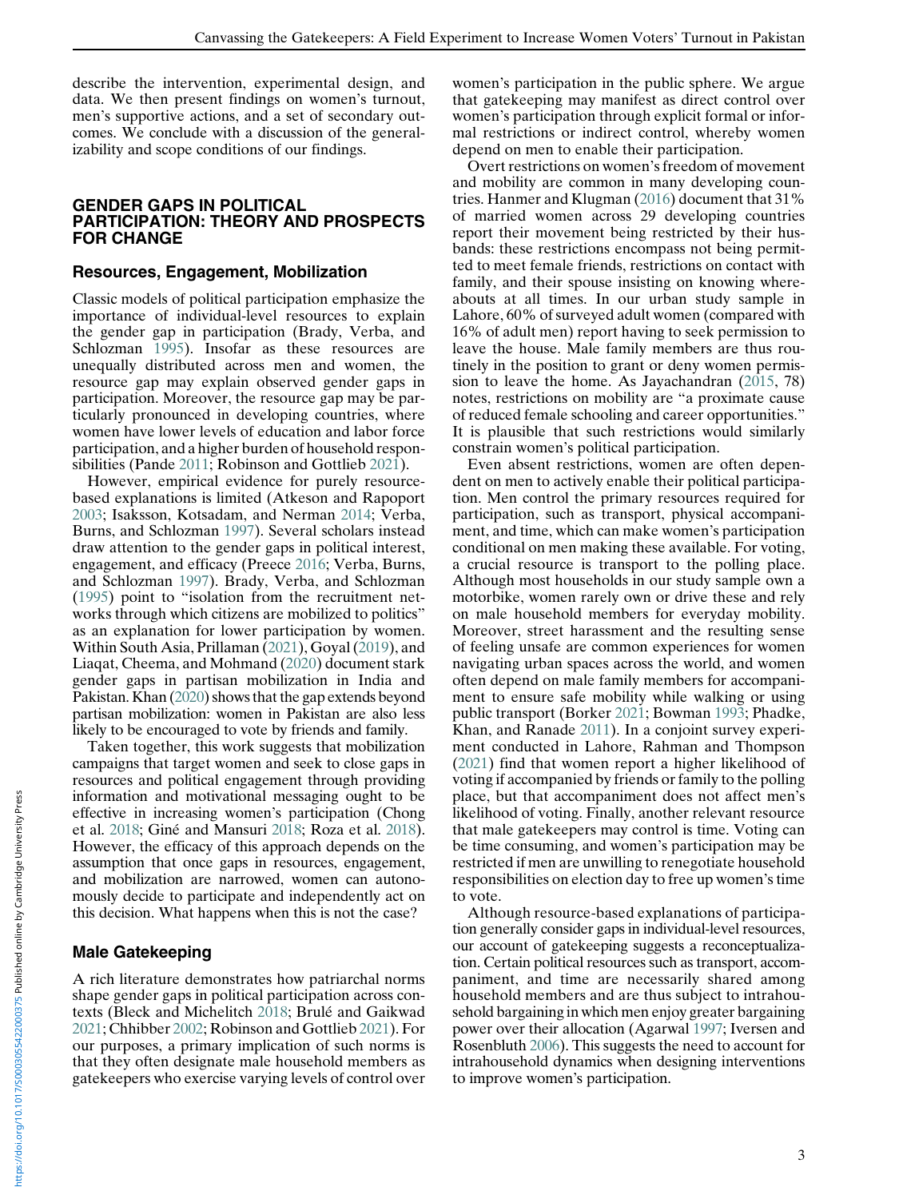describe the intervention, experimental design, and data. We then present findings on women's turnout, men's supportive actions, and a set of secondary outcomes. We conclude with a discussion of the generalizability and scope conditions of our findings.

## GENDER GAPS IN POLITICAL PARTICIPATION: THEORY AND PROSPECTS FOR CHANGE

### Resources, Engagement, Mobilization

Classic models of political participation emphasize the importance of individual-level resources to explain the gender gap in participation (Brady, Verba, and Schlozman 1995). Insofar as these resources are unequally distributed across men and women, the resource gap may explain observed gender gaps in participation. Moreover, the resource gap may be particularly pronounced in developing countries, where women have lower levels of education and labor force participation, and a higher burden of household responsibilities (Pande 2011; Robinson and Gottlieb 2021).

However, empirical evidence for purely resource-based explanations is limited (Atkeson and Rapoport 2003; Isaksson, Kotsadam, and Nerman 2014; Verba, Burns, and Schlozman 1997). Several scholars instead draw attention to the gender gaps in political interest, engagement, and efficacy (Preece 2016; Verba, Burns, and Schlozman 1997). Brady, Verba, and Schlozman (1995) point to "isolation from the recruitment networks through which citizens are mobilized to politics" as an explanation for lower participation by women. Within South Asia, Prillaman (2021), Goyal (2019), and Liaqat, Cheema, and Mohmand (2020) document stark gender gaps in partisan mobilization in India and Pakistan. Khan (2020) shows that the gap extends beyond partisan mobilization: women in Pakistan are also less likely to be encouraged to vote by friends and family.

Taken together, this work suggests that mobilization campaigns that target women and seek to close gaps in resources and political engagement through providing information and motivational messaging ought to be effective in increasing women's participation (Chong et al. 2018; Giné and Mansuri 2018; Roza et al. 2018). However, the efficacy of this approach depends on the assumption that once gaps in resources, engagement, and mobilization are narrowed, women can autonomously decide to participate and independently act on this decision. What happens when this is not the case?

### Male Gatekeeping

A rich literature demonstrates how patriarchal norms shape gender gaps in political participation across contexts (Bleck and Michelitch 2018; Brulé and Gaikwad 2021; Chhibber 2002; Robinson and Gottlieb 2021). For our purposes, a primary implication of such norms is that they often designate male household members as gatekeepers who exercise varying levels of control over women's participation in the public sphere. We argue that gatekeeping may manifest as direct control over women's participation through explicit formal or informal restrictions or indirect control, whereby women depend on men to enable their participation.

Overt restrictions on women's freedom of movement and mobility are common in many developing countries. Hanmer and Klugman (2016) document that 31% of married women across 29 developing countries report their movement being restricted by their husbands: these restrictions encompass not being permitted to meet female friends, restrictions on contact with family, and their spouse insisting on knowing whereabouts at all times. In our urban study sample in Lahore, 60% of surveyed adult women (compared with 16% of adult men) report having to seek permission to leave the house. Male family members are thus routinely in the position to grant or deny women permission to leave the home. As Jayachandran (2015, 78) notes, restrictions on mobility are "a proximate cause of reduced female schooling and career opportunities." It is plausible that such restrictions would similarly constrain women's political participation.

Even absent restrictions, women are often dependent on men to actively enable their political participation. Men control the primary resources required for participation, such as transport, physical accompaniment, and time, which can make women's participation conditional on men making these available. For voting, a crucial resource is transport to the polling place. Although most households in our study sample own a motorbike, women rarely own or drive these and rely on male household members for everyday mobility. Moreover, street harassment and the resulting sense of feeling unsafe are common experiences for women navigating urban spaces across the world, and women often depend on male family members for accompaniment to ensure safe mobility while walking or using public transport (Borker 2021; Bowman 1993; Phadke, Khan, and Ranade 2011). In a conjoint survey experiment conducted in Lahore, Rahman and Thompson (2021) find that women report a higher likelihood of voting if accompanied by friends or family to the polling place, but that accompaniment does not affect men's likelihood of voting. Finally, another relevant resource that male gatekeepers may control is time. Voting can be time consuming, and women's participation may be restricted if men are unwilling to renegotiate household responsibilities on election day to free up women's time to vote.

Although resource-based explanations of participation generally consider gaps in individual-level resources, our account of gatekeeping suggests a reconceptualization. Certain political resources such as transport, accompaniment, and time are necessarily shared among household members and are thus subject to intrahousehold bargaining in which men enjoy greater bargaining power over their allocation (Agarwal 1997; Iversen and Rosenbluth 2006). This suggests the need to account for intrahousehold dynamics when designing interventions to improve women's participation.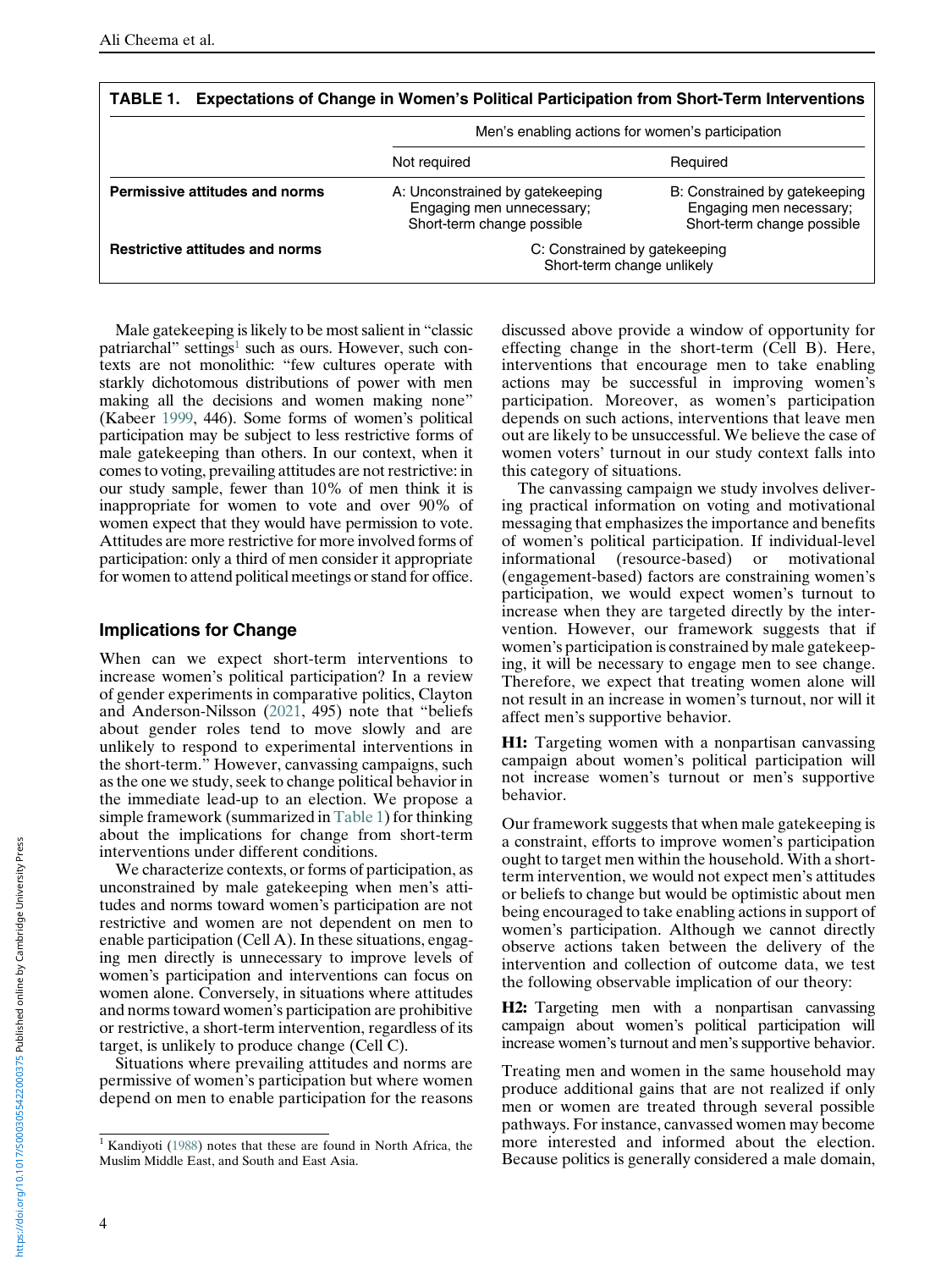**TABLE 1. Expectations of Change in Women's Political Participation from Short-Term Interventions**

| | Men's enabling actions for women's participation | |
|---|---|---|
| | Not required | Required |
| **Permissive attitudes and norms** | A: Unconstrained by gatekeeping Engaging men unnecessary; Short-term change possible | B: Constrained by gatekeeping Engaging men necessary; Short-term change possible |
| **Restrictive attitudes and norms** | C: Constrained by gatekeeping Short-term change unlikely | |

Male gatekeeping is likely to be most salient in "classic patriarchal" settings[1] such as ours. However, such contexts are not monolithic: "few cultures operate with starkly dichotomous distributions of power with men making all the decisions and women making none" (Kabeer 1999, 446). Some forms of women's political participation may be subject to less restrictive forms of male gatekeeping than others. In our context, when it comes to voting, prevailing attitudes are not restrictive: in our study sample, fewer than 10% of men think it is inappropriate for women to vote and over 90% of women expect that they would have permission to vote. Attitudes are more restrictive for more involved forms of participation: only a third of men consider it appropriate for women to attend political meetings or stand for office.

## Implications for Change

When can we expect short-term interventions to increase women's political participation? In a review of gender experiments in comparative politics, Clayton and Anderson-Nilsson (2021, 495) note that "beliefs about gender roles tend to move slowly and are unlikely to respond to experimental interventions in the short-term." However, canvassing campaigns, such as the one we study, seek to change political behavior in the immediate lead-up to an election. We propose a simple framework (summarized in Table 1) for thinking about the implications for change from short-term interventions under different conditions.

We characterize contexts, or forms of participation, as unconstrained by male gatekeeping when men's attitudes and norms toward women's participation are not restrictive and women are not dependent on men to enable participation (Cell A). In these situations, engaging men directly is unnecessary to improve levels of women's participation and interventions can focus on women alone. Conversely, in situations where attitudes and norms toward women's participation are prohibitive or restrictive, a short-term intervention, regardless of its target, is unlikely to produce change (Cell C).

Situations where prevailing attitudes and norms are permissive of women's participation but where women depend on men to enable participation for the reasons discussed above provide a window of opportunity for effecting change in the short-term (Cell B). Here, interventions that encourage men to take enabling actions may be successful in improving women's participation. Moreover, as women's participation depends on such actions, interventions that leave men out are likely to be unsuccessful. We believe the case of women voters' turnout in our study context falls into this category of situations.

The canvassing campaign we study involves delivering practical information on voting and motivational messaging that emphasizes the importance and benefits of women's political participation. If individual-level informational (resource-based) or motivational (engagement-based) factors are constraining women's participation, we would expect women's turnout to increase when they are targeted directly by the intervention. However, our framework suggests that if women's participation is constrained by male gatekeeping, it will be necessary to engage men to see change. Therefore, we expect that treating women alone will not result in an increase in women's turnout, nor will it affect men's supportive behavior.

**H1:** Targeting women with a nonpartisan canvassing campaign about women's political participation will not increase women's turnout or men's supportive behavior.

Our framework suggests that when male gatekeeping is a constraint, efforts to improve women's participation ought to target men within the household. With a short-term intervention, we would not expect men's attitudes or beliefs to change but would be optimistic about men being encouraged to take enabling actions in support of women's participation. Although we cannot directly observe actions taken between the delivery of the intervention and collection of outcome data, we test the following observable implication of our theory:

**H2:** Targeting men with a nonpartisan canvassing campaign about women's political participation will increase women's turnout and men's supportive behavior.

Treating men and women in the same household may produce additional gains that are not realized if only men or women are treated through several possible pathways. For instance, canvassed women may become more interested and informed about the election. Because politics is generally considered a male domain,

[1] Kandiyoti (1988) notes that these are found in North Africa, the Muslim Middle East, and South and East Asia.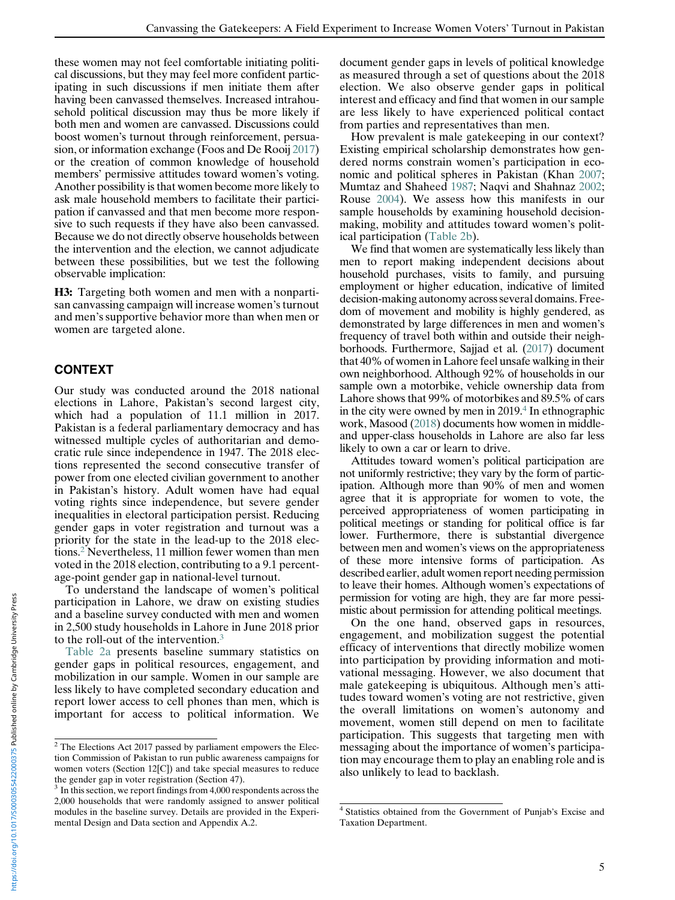these women may not feel comfortable initiating political discussions, but they may feel more confident participating in such discussions if men initiate them after having been canvassed themselves. Increased intrahousehold political discussion may thus be more likely if both men and women are canvassed. Discussions could boost women's turnout through reinforcement, persuasion, or information exchange (Foos and De Rooij 2017) or the creation of common knowledge of household members' permissive attitudes toward women's voting. Another possibility is that women become more likely to ask male household members to facilitate their participation if canvassed and that men become more responsive to such requests if they have also been canvassed. Because we do not directly observe households between the intervention and the election, we cannot adjudicate between these possibilities, but we test the following observable implication:

**H3:** Targeting both women and men with a nonpartisan canvassing campaign will increase women's turnout and men's supportive behavior more than when men or women are targeted alone.

## CONTEXT

Our study was conducted around the 2018 national elections in Lahore, Pakistan's second largest city, which had a population of 11.1 million in 2017. Pakistan is a federal parliamentary democracy and has witnessed multiple cycles of authoritarian and democratic rule since independence in 1947. The 2018 elections represented the second consecutive transfer of power from one elected civilian government to another in Pakistan's history. Adult women have had equal voting rights since independence, but severe gender inequalities in electoral participation persist. Reducing gender gaps in voter registration and turnout was a priority for the state in the lead-up to the 2018 elections.[2] Nevertheless, 11 million fewer women than men voted in the 2018 election, contributing to a 9.1 percentage-point gender gap in national-level turnout.

To understand the landscape of women's political participation in Lahore, we draw on existing studies and a baseline survey conducted with men and women in 2,500 study households in Lahore in June 2018 prior to the roll-out of the intervention.[3]

Table 2a presents baseline summary statistics on gender gaps in political resources, engagement, and mobilization in our sample. Women in our sample are less likely to have completed secondary education and report lower access to cell phones than men, which is important for access to political information. We document gender gaps in levels of political knowledge as measured through a set of questions about the 2018 election. We also observe gender gaps in political interest and efficacy and find that women in our sample are less likely to have experienced political contact from parties and representatives than men.

How prevalent is male gatekeeping in our context? Existing empirical scholarship demonstrates how gendered norms constrain women's participation in economic and political spheres in Pakistan (Khan 2007; Mumtaz and Shaheed 1987; Naqvi and Shahnaz 2002; Rouse 2004). We assess how this manifests in our sample households by examining household decision-making, mobility and attitudes toward women's political participation (Table 2b).

We find that women are systematically less likely than men to report making independent decisions about household purchases, visits to family, and pursuing employment or higher education, indicative of limited decision-making autonomy across several domains. Freedom of movement and mobility is highly gendered, as demonstrated by large differences in men and women's frequency of travel both within and outside their neighborhoods. Furthermore, Sajjad et al. (2017) document that 40% of women in Lahore feel unsafe walking in their own neighborhood. Although 92% of households in our sample own a motorbike, vehicle ownership data from Lahore shows that 99% of motorbikes and 89.5% of cars in the city were owned by men in 2019.[4] In ethnographic work, Masood (2018) documents how women in middle- and upper-class households in Lahore are also far less likely to own a car or learn to drive.

Attitudes toward women's political participation are not uniformly restrictive; they vary by the form of participation. Although more than 90% of men and women agree that it is appropriate for women to vote, the perceived appropriateness of women participating in political meetings or standing for political office is far lower. Furthermore, there is substantial divergence between men and women's views on the appropriateness of these more intensive forms of participation. As described earlier, adult women report needing permission to leave their homes. Although women's expectations of permission for voting are high, they are far more pessimistic about permission for attending political meetings.

On the one hand, observed gaps in resources, engagement, and mobilization suggest the potential efficacy of interventions that directly mobilize women into participation by providing information and motivational messaging. However, we also document that male gatekeeping is ubiquitous. Although men's attitudes toward women's voting are not restrictive, given the overall limitations on women's autonomy and movement, women still depend on men to facilitate participation. This suggests that targeting men with messaging about the importance of women's participation may encourage them to play an enabling role and is also unlikely to lead to backlash.

---

[2] The Elections Act 2017 passed by parliament empowers the Election Commission of Pakistan to run public awareness campaigns for women voters (Section 12[C]) and take special measures to reduce the gender gap in voter registration (Section 47).

[3] In this section, we report findings from 4,000 respondents across the 2,000 households that were randomly assigned to answer political modules in the baseline survey. Details are provided in the Experimental Design and Data section and Appendix A.2.

[4] Statistics obtained from the Government of Punjab's Excise and Taxation Department.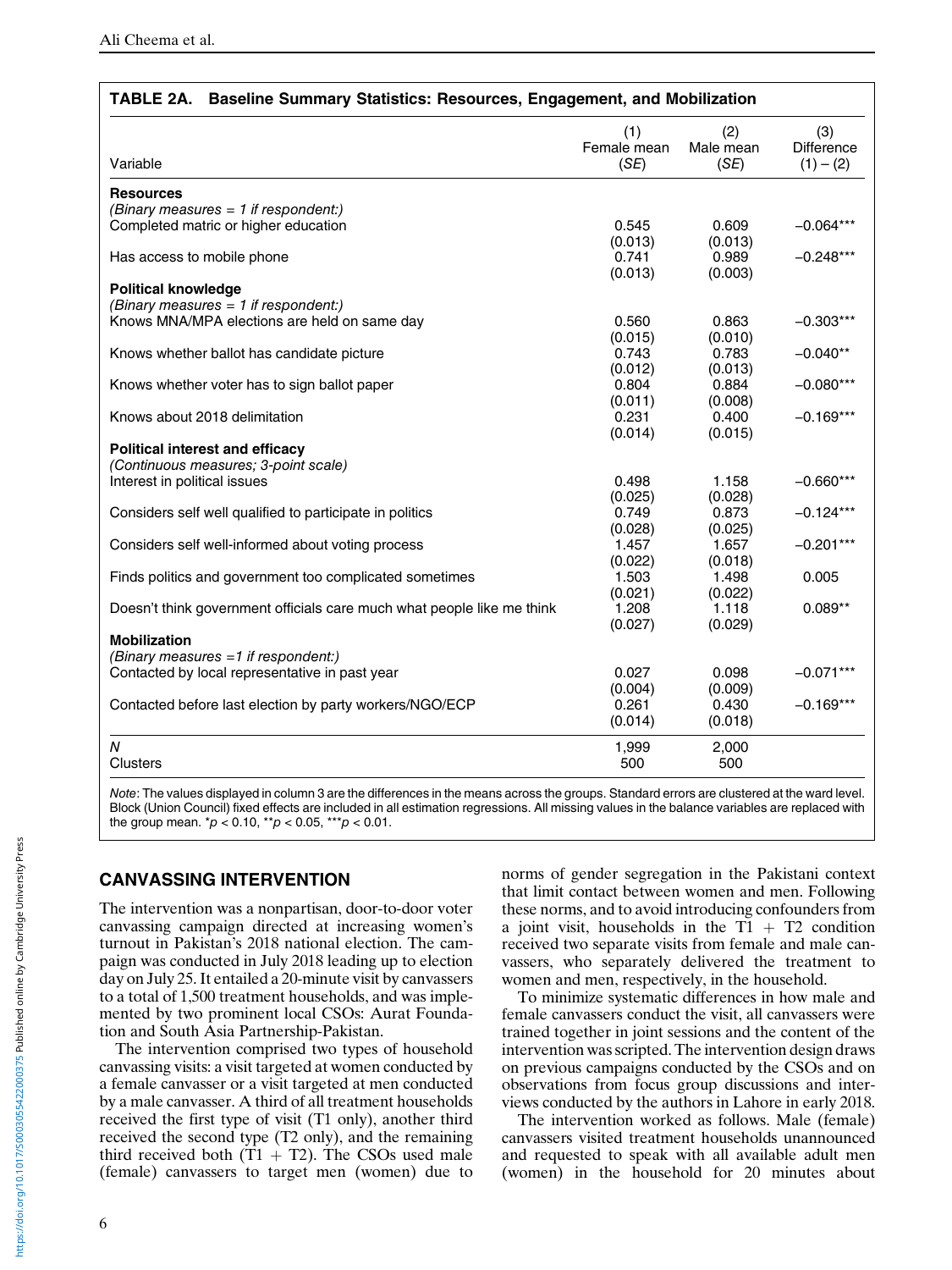**TABLE 2A. Baseline Summary Statistics: Resources, Engagement, and Mobilization**

| Variable | (1) Female mean (*SE*) | (2) Male mean (*SE*) | (3) Difference (1) – (2) |
|---|---|---|---|
| **Resources** | | | |
| *(Binary measures = 1 if respondent:)* | | | |
| Completed matric or higher education | 0.545 | 0.609 | −0.064*** |
| | (0.013) | (0.013) | |
| Has access to mobile phone | 0.741 | 0.989 | −0.248*** |
| | (0.013) | (0.003) | |
| **Political knowledge** | | | |
| *(Binary measures = 1 if respondent:)* | | | |
| Knows MNA/MPA elections are held on same day | 0.560 | 0.863 | −0.303*** |
| | (0.015) | (0.010) | |
| Knows whether ballot has candidate picture | 0.743 | 0.783 | −0.040** |
| | (0.012) | (0.013) | |
| Knows whether voter has to sign ballot paper | 0.804 | 0.884 | −0.080*** |
| | (0.011) | (0.008) | |
| Knows about 2018 delimitation | 0.231 | 0.400 | −0.169*** |
| | (0.014) | (0.015) | |
| **Political interest and efficacy** | | | |
| *(Continuous measures; 3-point scale)* | | | |
| Interest in political issues | 0.498 | 1.158 | −0.660*** |
| | (0.025) | (0.028) | |
| Considers self well qualified to participate in politics | 0.749 | 0.873 | −0.124*** |
| | (0.028) | (0.025) | |
| Considers self well-informed about voting process | 1.457 | 1.657 | −0.201*** |
| | (0.022) | (0.018) | |
| Finds politics and government too complicated sometimes | 1.503 | 1.498 | 0.005 |
| | (0.021) | (0.022) | |
| Doesn't think government officials care much what people like me think | 1.208 | 1.118 | 0.089** |
| | (0.027) | (0.029) | |
| **Mobilization** | | | |
| *(Binary measures =1 if respondent:)* | | | |
| Contacted by local representative in past year | 0.027 | 0.098 | −0.071*** |
| | (0.004) | (0.009) | |
| Contacted before last election by party workers/NGO/ECP | 0.261 | 0.430 | −0.169*** |
| | (0.014) | (0.018) | |
| *N* | 1,999 | 2,000 | |
| Clusters | 500 | 500 | |

*Note*: The values displayed in column 3 are the differences in the means across the groups. Standard errors are clustered at the ward level. Block (Union Council) fixed effects are included in all estimation regressions. All missing values in the balance variables are replaced with the group mean. \*$p < 0.10$, \*\*$p < 0.05$, \*\*\*$p < 0.01$.

## CANVASSING INTERVENTION

The intervention was a nonpartisan, door-to-door voter canvassing campaign directed at increasing women's turnout in Pakistan's 2018 national election. The campaign was conducted in July 2018 leading up to election day on July 25. It entailed a 20-minute visit by canvassers to a total of 1,500 treatment households, and was implemented by two prominent local CSOs: Aurat Foundation and South Asia Partnership-Pakistan.

The intervention comprised two types of household canvassing visits: a visit targeted at women conducted by a female canvasser or a visit targeted at men conducted by a male canvasser. A third of all treatment households received the first type of visit (T1 only), another third received the second type (T2 only), and the remaining third received both (T1 + T2). The CSOs used male (female) canvassers to target men (women) due to norms of gender segregation in the Pakistani context that limit contact between women and men. Following these norms, and to avoid introducing confounders from a joint visit, households in the T1 + T2 condition received two separate visits from female and male canvassers, who separately delivered the treatment to women and men, respectively, in the household.

To minimize systematic differences in how male and female canvassers conduct the visit, all canvassers were trained together in joint sessions and the content of the intervention was scripted. The intervention design draws on previous campaigns conducted by the CSOs and on observations from focus group discussions and interviews conducted by the authors in Lahore in early 2018.

The intervention worked as follows. Male (female) canvassers visited treatment households unannounced and requested to speak with all available adult men (women) in the household for 20 minutes about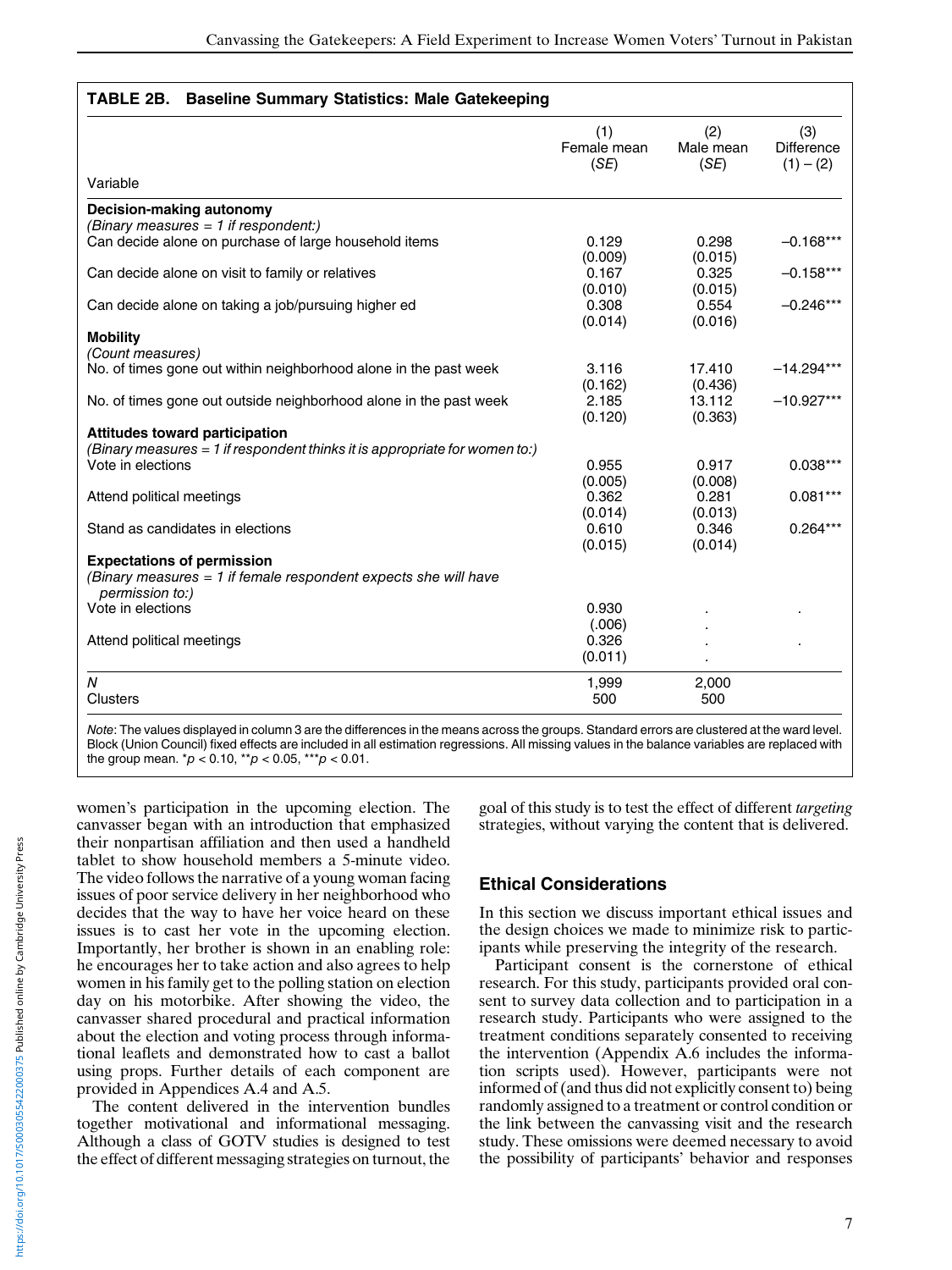**TABLE 2B. Baseline Summary Statistics: Male Gatekeeping**

| Variable | (1) Female mean (*SE*) | (2) Male mean (*SE*) | (3) Difference (1) – (2) |
|---|---|---|---|
| **Decision-making autonomy** | | | |
| *(Binary measures = 1 if respondent:)* | | | |
| Can decide alone on purchase of large household items | 0.129 | 0.298 | –0.168*** |
| | (0.009) | (0.015) | |
| Can decide alone on visit to family or relatives | 0.167 | 0.325 | –0.158*** |
| | (0.010) | (0.015) | |
| Can decide alone on taking a job/pursuing higher ed | 0.308 | 0.554 | –0.246*** |
| | (0.014) | (0.016) | |
| **Mobility** | | | |
| *(Count measures)* | | | |
| No. of times gone out within neighborhood alone in the past week | 3.116 | 17.410 | –14.294*** |
| | (0.162) | (0.436) | |
| No. of times gone out outside neighborhood alone in the past week | 2.185 | 13.112 | –10.927*** |
| | (0.120) | (0.363) | |
| **Attitudes toward participation** | | | |
| *(Binary measures = 1 if respondent thinks it is appropriate for women to:)* | | | |
| Vote in elections | 0.955 | 0.917 | 0.038*** |
| | (0.005) | (0.008) | |
| Attend political meetings | 0.362 | 0.281 | 0.081*** |
| | (0.014) | (0.013) | |
| Stand as candidates in elections | 0.610 | 0.346 | 0.264*** |
| | (0.015) | (0.014) | |
| **Expectations of permission** | | | |
| *(Binary measures = 1 if female respondent expects she will have permission to:)* | | | |
| Vote in elections | 0.930 | . | . |
| | (.006) | . | |
| Attend political meetings | 0.326 | . | . |
| | (0.011) | . | |
| *N* | 1,999 | 2,000 | |
| Clusters | 500 | 500 | |

*Note*: The values displayed in column 3 are the differences in the means across the groups. Standard errors are clustered at the ward level. Block (Union Council) fixed effects are included in all estimation regressions. All missing values in the balance variables are replaced with the group mean. \*$p < 0.10$, \*\*$p < 0.05$, \*\*\*$p < 0.01$.

women's participation in the upcoming election. The canvasser began with an introduction that emphasized their nonpartisan affiliation and then used a handheld tablet to show household members a 5-minute video. The video follows the narrative of a young woman facing issues of poor service delivery in her neighborhood who decides that the way to have her voice heard on these issues is to cast her vote in the upcoming election. Importantly, her brother is shown in an enabling role: he encourages her to take action and also agrees to help women in his family get to the polling station on election day on his motorbike. After showing the video, the canvasser shared procedural and practical information about the election and voting process through informational leaflets and demonstrated how to cast a ballot using props. Further details of each component are provided in Appendices A.4 and A.5.

The content delivered in the intervention bundles together motivational and informational messaging. Although a class of GOTV studies is designed to test the effect of different messaging strategies on turnout, the goal of this study is to test the effect of different *targeting* strategies, without varying the content that is delivered.

## Ethical Considerations

In this section we discuss important ethical issues and the design choices we made to minimize risk to participants while preserving the integrity of the research.

Participant consent is the cornerstone of ethical research. For this study, participants provided oral consent to survey data collection and to participation in a research study. Participants who were assigned to the treatment conditions separately consented to receiving the intervention (Appendix A.6 includes the information scripts used). However, participants were not informed of (and thus did not explicitly consent to) being randomly assigned to a treatment or control condition or the link between the canvassing visit and the research study. These omissions were deemed necessary to avoid the possibility of participants' behavior and responses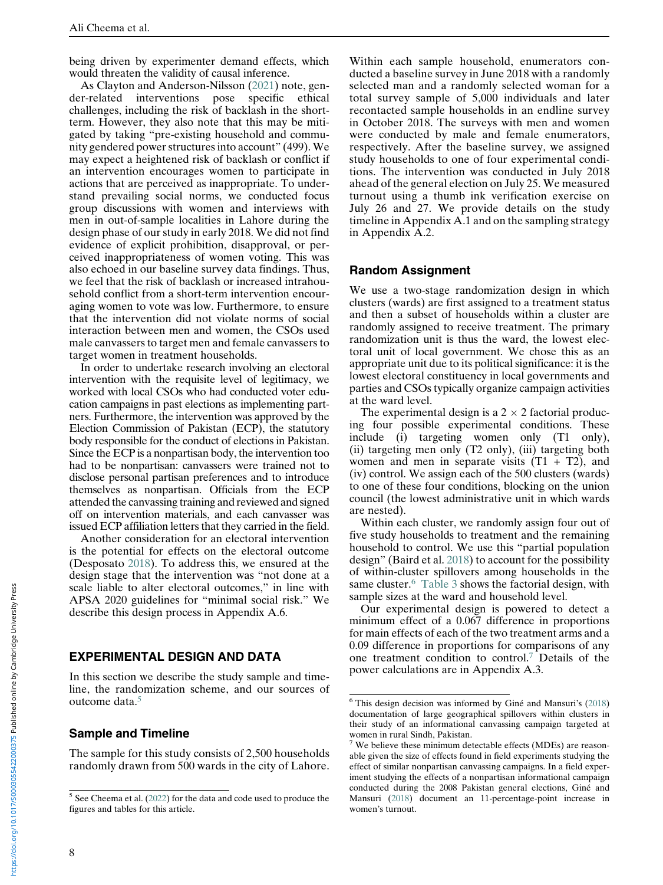being driven by experimenter demand effects, which would threaten the validity of causal inference.

As Clayton and Anderson-Nilsson (2021) note, gender-related interventions pose specific ethical challenges, including the risk of backlash in the short-term. However, they also note that this may be mitigated by taking "pre-existing household and community gendered power structures into account" (499). We may expect a heightened risk of backlash or conflict if an intervention encourages women to participate in actions that are perceived as inappropriate. To understand prevailing social norms, we conducted focus group discussions with women and interviews with men in out-of-sample localities in Lahore during the design phase of our study in early 2018. We did not find evidence of explicit prohibition, disapproval, or perceived inappropriateness of women voting. This was also echoed in our baseline survey data findings. Thus, we feel that the risk of backlash or increased intrahousehold conflict from a short-term intervention encouraging women to vote was low. Furthermore, to ensure that the intervention did not violate norms of social interaction between men and women, the CSOs used male canvassers to target men and female canvassers to target women in treatment households.

In order to undertake research involving an electoral intervention with the requisite level of legitimacy, we worked with local CSOs who had conducted voter education campaigns in past elections as implementing partners. Furthermore, the intervention was approved by the Election Commission of Pakistan (ECP), the statutory body responsible for the conduct of elections in Pakistan. Since the ECP is a nonpartisan body, the intervention too had to be nonpartisan: canvassers were trained not to disclose personal partisan preferences and to introduce themselves as nonpartisan. Officials from the ECP attended the canvassing training and reviewed and signed off on intervention materials, and each canvasser was issued ECP affiliation letters that they carried in the field.

Another consideration for an electoral intervention is the potential for effects on the electoral outcome (Desposato 2018). To address this, we ensured at the design stage that the intervention was "not done at a scale liable to alter electoral outcomes," in line with APSA 2020 guidelines for "minimal social risk." We describe this design process in Appendix A.6.

## EXPERIMENTAL DESIGN AND DATA

In this section we describe the study sample and timeline, the randomization scheme, and our sources of outcome data.[5]

### Sample and Timeline

The sample for this study consists of 2,500 households randomly drawn from 500 wards in the city of Lahore. Within each sample household, enumerators conducted a baseline survey in June 2018 with a randomly selected man and a randomly selected woman for a total survey sample of 5,000 individuals and later recontacted sample households in an endline survey in October 2018. The surveys with men and women were conducted by male and female enumerators, respectively. After the baseline survey, we assigned study households to one of four experimental conditions. The intervention was conducted in July 2018 ahead of the general election on July 25. We measured turnout using a thumb ink verification exercise on July 26 and 27. We provide details on the study timeline in Appendix A.1 and on the sampling strategy in Appendix A.2.

### Random Assignment

We use a two-stage randomization design in which clusters (wards) are first assigned to a treatment status and then a subset of households within a cluster are randomly assigned to receive treatment. The primary randomization unit is thus the ward, the lowest electoral unit of local government. We chose this as an appropriate unit due to its political significance: it is the lowest electoral constituency in local governments and parties and CSOs typically organize campaign activities at the ward level.

The experimental design is a $2 \times 2$ factorial producing four possible experimental conditions. These include (i) targeting women only (T1 only), (ii) targeting men only (T2 only), (iii) targeting both women and men in separate visits (T1 + T2), and (iv) control. We assign each of the 500 clusters (wards) to one of these four conditions, blocking on the union council (the lowest administrative unit in which wards are nested).

Within each cluster, we randomly assign four out of five study households to treatment and the remaining household to control. We use this "partial population design" (Baird et al. 2018) to account for the possibility of within-cluster spillovers among households in the same cluster.[6] Table 3 shows the factorial design, with sample sizes at the ward and household level.

Our experimental design is powered to detect a minimum effect of a 0.067 difference in proportions for main effects of each of the two treatment arms and a 0.09 difference in proportions for comparisons of any one treatment condition to control.[7] Details of the power calculations are in Appendix A.3.

---

[5] See Cheema et al. (2022) for the data and code used to produce the figures and tables for this article.

[6] This design decision was informed by Giné and Mansuri's (2018) documentation of large geographical spillovers within clusters in their study of an informational canvassing campaign targeted at women in rural Sindh, Pakistan.

[7] We believe these minimum detectable effects (MDEs) are reasonable given the size of effects found in field experiments studying the effect of similar nonpartisan canvassing campaigns. In a field experiment studying the effects of a nonpartisan informational campaign conducted during the 2008 Pakistan general elections, Giné and Mansuri (2018) document an 11-percentage-point increase in women's turnout.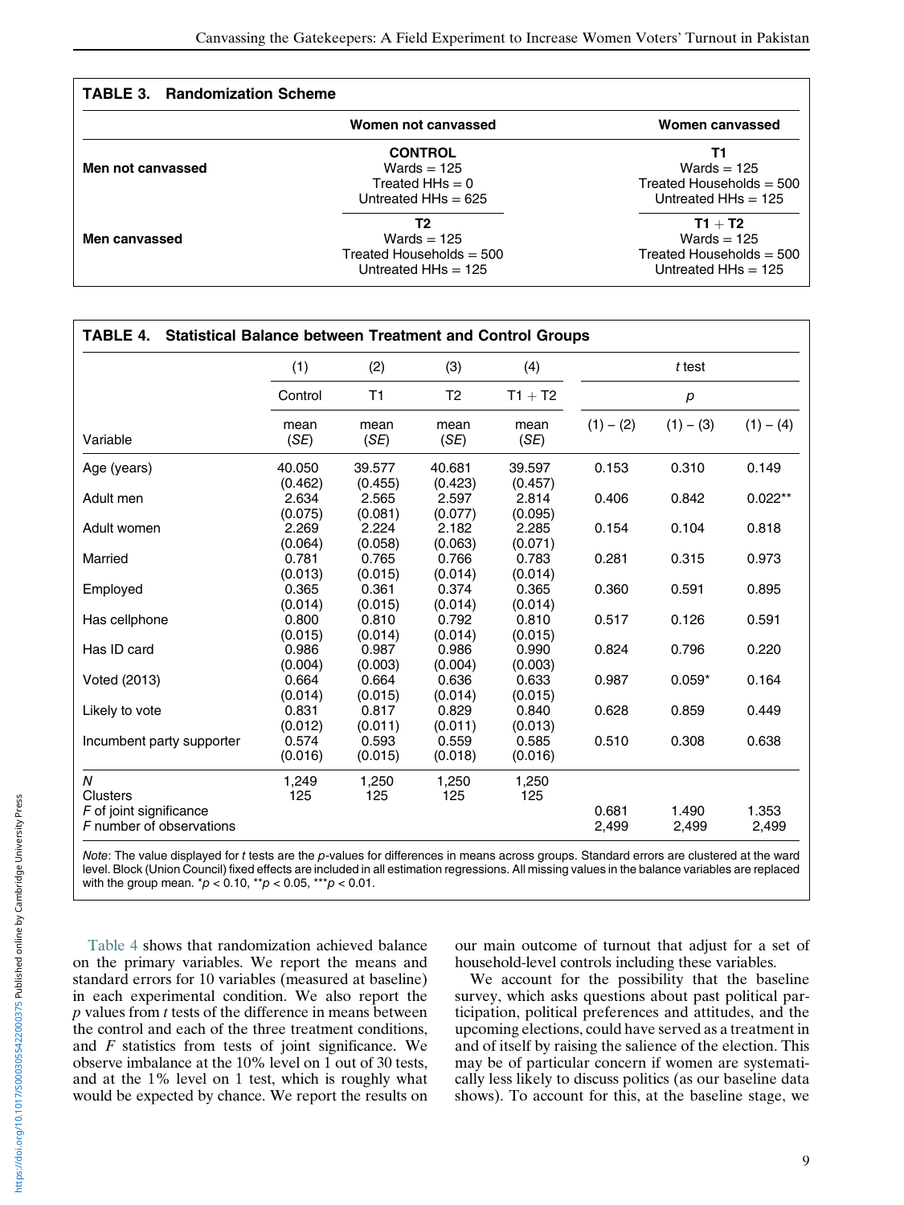**TABLE 3. Randomization Scheme**

| | Women not canvassed | Women canvassed |
|---|---|---|
| Men not canvassed | **CONTROL**<br>Wards = 125<br>Treated HHs = 0<br>Untreated HHs = 625 | **T1**<br>Wards = 125<br>Treated Households = 500<br>Untreated HHs = 125 |
| Men canvassed | **T2**<br>Wards = 125<br>Treated Households = 500<br>Untreated HHs = 125 | **T1 + T2**<br>Wards = 125<br>Treated Households = 500<br>Untreated HHs = 125 |

**TABLE 4. Statistical Balance between Treatment and Control Groups**

| | (1) | (2) | (3) | (4) | *t* test | | |
|---|---|---|---|---|---|---|---|
| | Control | T1 | T2 | T1 + T2 | *p* | | |
| Variable | mean (*SE*) | mean (*SE*) | mean (*SE*) | mean (*SE*) | (1) – (2) | (1) – (3) | (1) – (4) |
| Age (years) | 40.050<br>(0.462) | 39.577<br>(0.455) | 40.681<br>(0.423) | 39.597<br>(0.457) | 0.153 | 0.310 | 0.149 |
| Adult men | 2.634<br>(0.075) | 2.565<br>(0.081) | 2.597<br>(0.077) | 2.814<br>(0.095) | 0.406 | 0.842 | 0.022** |
| Adult women | 2.269<br>(0.064) | 2.224<br>(0.058) | 2.182<br>(0.063) | 2.285<br>(0.071) | 0.154 | 0.104 | 0.818 |
| Married | 0.781<br>(0.013) | 0.765<br>(0.015) | 0.766<br>(0.014) | 0.783<br>(0.014) | 0.281 | 0.315 | 0.973 |
| Employed | 0.365<br>(0.014) | 0.361<br>(0.015) | 0.374<br>(0.014) | 0.365<br>(0.014) | 0.360 | 0.591 | 0.895 |
| Has cellphone | 0.800<br>(0.015) | 0.810<br>(0.014) | 0.792<br>(0.014) | 0.810<br>(0.015) | 0.517 | 0.126 | 0.591 |
| Has ID card | 0.986<br>(0.004) | 0.987<br>(0.003) | 0.986<br>(0.004) | 0.990<br>(0.003) | 0.824 | 0.796 | 0.220 |
| Voted (2013) | 0.664<br>(0.014) | 0.664<br>(0.015) | 0.636<br>(0.014) | 0.633<br>(0.015) | 0.987 | 0.059* | 0.164 |
| Likely to vote | 0.831<br>(0.012) | 0.817<br>(0.011) | 0.829<br>(0.011) | 0.840<br>(0.013) | 0.628 | 0.859 | 0.449 |
| Incumbent party supporter | 0.574<br>(0.016) | 0.593<br>(0.015) | 0.559<br>(0.018) | 0.585<br>(0.016) | 0.510 | 0.308 | 0.638 |
| *N* | 1,249 | 1,250 | 1,250 | 1,250 | | | |
| Clusters | 125 | 125 | 125 | 125 | | | |
| *F* of joint significance | | | | | 0.681 | 1.490 | 1.353 |
| *F* number of observations | | | | | 2,499 | 2,499 | 2,499 |

*Note*: The value displayed for *t* tests are the *p*-values for differences in means across groups. Standard errors are clustered at the ward level. Block (Union Council) fixed effects are included in all estimation regressions. All missing values in the balance variables are replaced with the group mean. *$p < 0.10$, **$p < 0.05$, ***$p < 0.01$.

Table 4 shows that randomization achieved balance on the primary variables. We report the means and standard errors for 10 variables (measured at baseline) in each experimental condition. We also report the *p* values from *t* tests of the difference in means between the control and each of the three treatment conditions, and *F* statistics from tests of joint significance. We observe imbalance at the 10% level on 1 out of 30 tests, and at the 1% level on 1 test, which is roughly what would be expected by chance. We report the results on our main outcome of turnout that adjust for a set of household-level controls including these variables.

We account for the possibility that the baseline survey, which asks questions about past political participation, political preferences and attitudes, and the upcoming elections, could have served as a treatment in and of itself by raising the salience of the election. This may be of particular concern if women are systematically less likely to discuss politics (as our baseline data shows). To account for this, at the baseline stage, we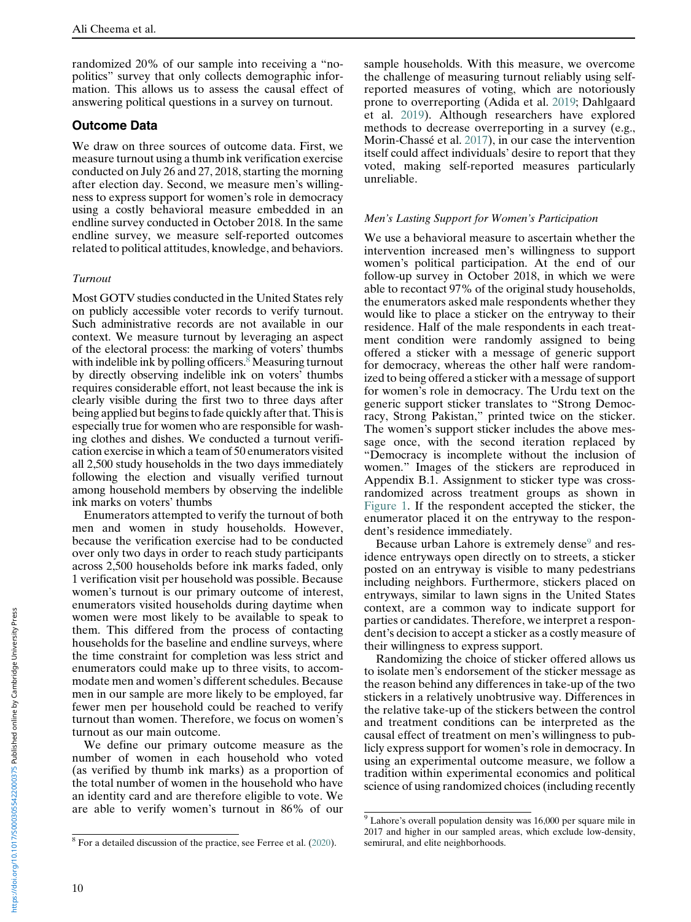randomized 20% of our sample into receiving a "no-politics" survey that only collects demographic information. This allows us to assess the causal effect of answering political questions in a survey on turnout.

## Outcome Data

We draw on three sources of outcome data. First, we measure turnout using a thumb ink verification exercise conducted on July 26 and 27, 2018, starting the morning after election day. Second, we measure men's willingness to express support for women's role in democracy using a costly behavioral measure embedded in an endline survey conducted in October 2018. In the same endline survey, we measure self-reported outcomes related to political attitudes, knowledge, and behaviors.

### *Turnout*

Most GOTV studies conducted in the United States rely on publicly accessible voter records to verify turnout. Such administrative records are not available in our context. We measure turnout by leveraging an aspect of the electoral process: the marking of voters' thumbs with indelible ink by polling officers.[8] Measuring turnout by directly observing indelible ink on voters' thumbs requires considerable effort, not least because the ink is clearly visible during the first two to three days after being applied but begins to fade quickly after that. This is especially true for women who are responsible for washing clothes and dishes. We conducted a turnout verification exercise in which a team of 50 enumerators visited all 2,500 study households in the two days immediately following the election and visually verified turnout among household members by observing the indelible ink marks on voters' thumbs

Enumerators attempted to verify the turnout of both men and women in study households. However, because the verification exercise had to be conducted over only two days in order to reach study participants across 2,500 households before ink marks faded, only 1 verification visit per household was possible. Because women's turnout is our primary outcome of interest, enumerators visited households during daytime when women were most likely to be available to speak to them. This differed from the process of contacting households for the baseline and endline surveys, where the time constraint for completion was less strict and enumerators could make up to three visits, to accommodate men and women's different schedules. Because men in our sample are more likely to be employed, far fewer men per household could be reached to verify turnout than women. Therefore, we focus on women's turnout as our main outcome.

We define our primary outcome measure as the number of women in each household who voted (as verified by thumb ink marks) as a proportion of the total number of women in the household who have an identity card and are therefore eligible to vote. We are able to verify women's turnout in 86% of our sample households. With this measure, we overcome the challenge of measuring turnout reliably using self-reported measures of voting, which are notoriously prone to overreporting (Adida et al. 2019; Dahlgaard et al. 2019). Although researchers have explored methods to decrease overreporting in a survey (e.g., Morin-Chassé et al. 2017), in our case the intervention itself could affect individuals' desire to report that they voted, making self-reported measures particularly unreliable.

### *Men's Lasting Support for Women's Participation*

We use a behavioral measure to ascertain whether the intervention increased men's willingness to support women's political participation. At the end of our follow-up survey in October 2018, in which we were able to recontact 97% of the original study households, the enumerators asked male respondents whether they would like to place a sticker on the entryway to their residence. Half of the male respondents in each treatment condition were randomly assigned to being offered a sticker with a message of generic support for democracy, whereas the other half were randomized to being offered a sticker with a message of support for women's role in democracy. The Urdu text on the generic support sticker translates to "Strong Democracy, Strong Pakistan," printed twice on the sticker. The women's support sticker includes the above message once, with the second iteration replaced by "Democracy is incomplete without the inclusion of women." Images of the stickers are reproduced in Appendix B.1. Assignment to sticker type was cross-randomized across treatment groups as shown in Figure 1. If the respondent accepted the sticker, the enumerator placed it on the entryway to the respondent's residence immediately.

Because urban Lahore is extremely dense[9] and residence entryways open directly on to streets, a sticker posted on an entryway is visible to many pedestrians including neighbors. Furthermore, stickers placed on entryways, similar to lawn signs in the United States context, are a common way to indicate support for parties or candidates. Therefore, we interpret a respondent's decision to accept a sticker as a costly measure of their willingness to express support.

Randomizing the choice of sticker offered allows us to isolate men's endorsement of the sticker message as the reason behind any differences in take-up of the two stickers in a relatively unobtrusive way. Differences in the relative take-up of the stickers between the control and treatment conditions can be interpreted as the causal effect of treatment on men's willingness to publicly express support for women's role in democracy. In using an experimental outcome measure, we follow a tradition within experimental economics and political science of using randomized choices (including recently

---

[8] For a detailed discussion of the practice, see Ferree et al. (2020).

[9] Lahore's overall population density was 16,000 per square mile in 2017 and higher in our sampled areas, which exclude low-density, semirural, and elite neighborhoods.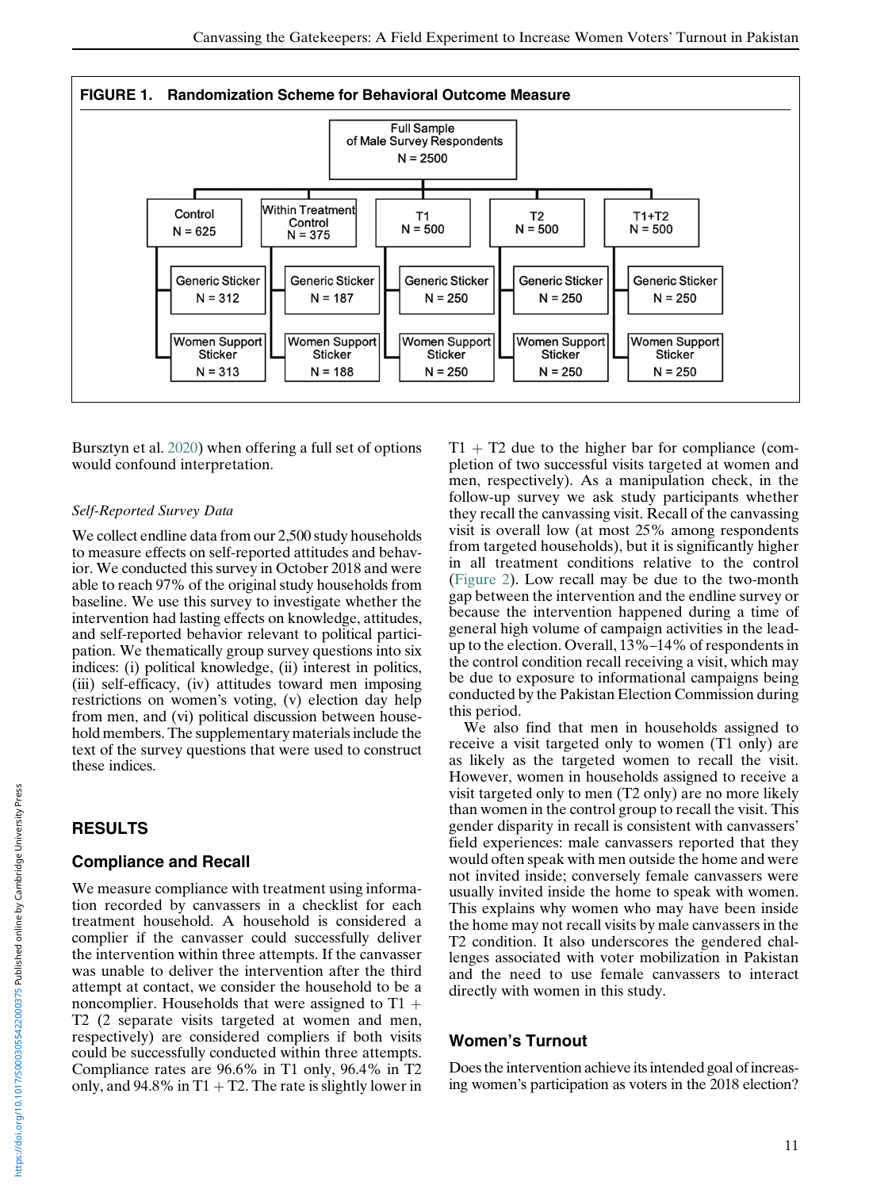**FIGURE 1. Randomization Scheme for Behavioral Outcome Measure**

Full Sample of Male Survey Respondents N = 2500

| Control N = 625 | Within Treatment Control N = 375 | T1 N = 500 | T2 N = 500 | T1+T2 N = 500 |
|---|---|---|---|---|
| Generic Sticker N = 312 | Generic Sticker N = 187 | Generic Sticker N = 250 | Generic Sticker N = 250 | Generic Sticker N = 250 |
| Women Support Sticker N = 313 | Women Support Sticker N = 188 | Women Support Sticker N = 250 | Women Support Sticker N = 250 | Women Support Sticker N = 250 |

Bursztyn et al. 2020) when offering a full set of options would confound interpretation.

*Self-Reported Survey Data*

We collect endline data from our 2,500 study households to measure effects on self-reported attitudes and behavior. We conducted this survey in October 2018 and were able to reach 97% of the original study households from baseline. We use this survey to investigate whether the intervention had lasting effects on knowledge, attitudes, and self-reported behavior relevant to political participation. We thematically group survey questions into six indices: (i) political knowledge, (ii) interest in politics, (iii) self-efficacy, (iv) attitudes toward men imposing restrictions on women's voting, (v) election day help from men, and (vi) political discussion between household members. The supplementary materials include the text of the survey questions that were used to construct these indices.

## RESULTS

### Compliance and Recall

We measure compliance with treatment using information recorded by canvassers in a checklist for each treatment household. A household is considered a complier if the canvasser could successfully deliver the intervention within three attempts. If the canvasser was unable to deliver the intervention after the third attempt at contact, we consider the household to be a noncomplier. Households that were assigned to T1 + T2 (2 separate visits targeted at women and men, respectively) are considered compliers if both visits could be successfully conducted within three attempts. Compliance rates are 96.6% in T1 only, 96.4% in T2 only, and 94.8% in T1 + T2. The rate is slightly lower in T1 + T2 due to the higher bar for compliance (completion of two successful visits targeted at women and men, respectively). As a manipulation check, in the follow-up survey we ask study participants whether they recall the canvassing visit. Recall of the canvassing visit is overall low (at most 25% among respondents from targeted households), but it is significantly higher in all treatment conditions relative to the control (Figure 2). Low recall may be due to the two-month gap between the intervention and the endline survey or because the intervention happened during a time of general high volume of campaign activities in the lead-up to the election. Overall, 13%–14% of respondents in the control condition recall receiving a visit, which may be due to exposure to informational campaigns being conducted by the Pakistan Election Commission during this period.

We also find that men in households assigned to receive a visit targeted only to women (T1 only) are as likely as the targeted women to recall the visit. However, women in households assigned to receive a visit targeted only to men (T2 only) are no more likely than women in the control group to recall the visit. This gender disparity in recall is consistent with canvassers' field experiences: male canvassers reported that they would often speak with men outside the home and were not invited inside; conversely female canvassers were usually invited inside the home to speak with women. This explains why women who may have been inside the home may not recall visits by male canvassers in the T2 condition. It also underscores the gendered challenges associated with voter mobilization in Pakistan and the need to use female canvassers to interact directly with women in this study.

### Women's Turnout

Does the intervention achieve its intended goal of increasing women's participation as voters in the 2018 election?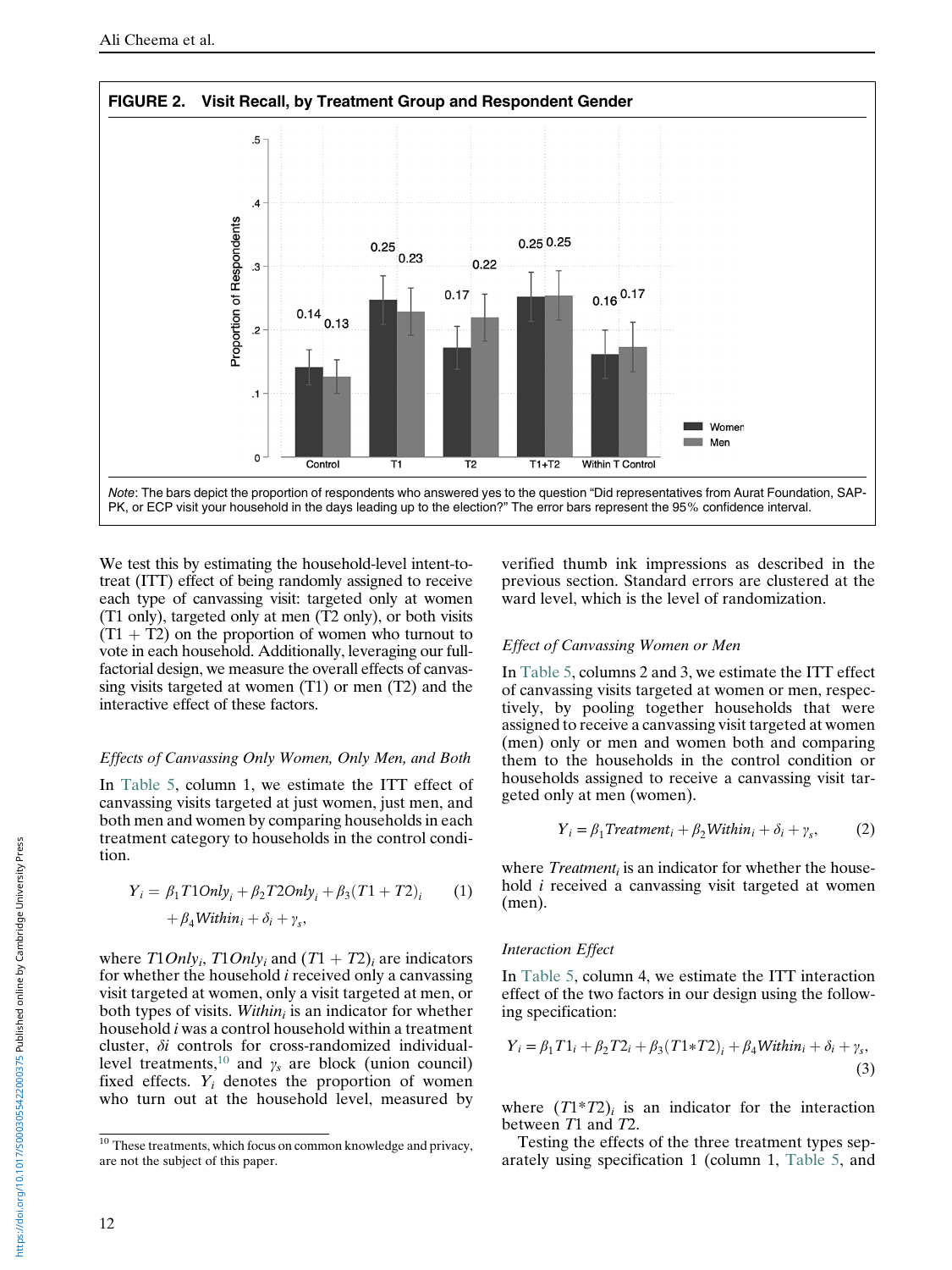**FIGURE 2. Visit Recall, by Treatment Group and Respondent Gender**

*Note*: The bars depict the proportion of respondents who answered yes to the question "Did representatives from Aurat Foundation, SAP-PK, or ECP visit your household in the days leading up to the election?" The error bars represent the 95% confidence interval.

We test this by estimating the household-level intent-to-treat (ITT) effect of being randomly assigned to receive each type of canvassing visit: targeted only at women (T1 only), targeted only at men (T2 only), or both visits (T1 + T2) on the proportion of women who turnout to vote in each household. Additionally, leveraging our full-factorial design, we measure the overall effects of canvassing visits targeted at women (T1) or men (T2) and the interactive effect of these factors.

### *Effects of Canvassing Only Women, Only Men, and Both*

In Table 5, column 1, we estimate the ITT effect of canvassing visits targeted at just women, just men, and both men and women by comparing households in each treatment category to households in the control condition.

$$Y_i = \beta_1 T1Only_i + \beta_2 T2Only_i + \beta_3 (T1 + T2)_i + \beta_4 Within_i + \delta_i + \gamma_s, \tag{1}$$

where $T1Only_i$, $T1Only_i$ and $(T1 + T2)_i$ are indicators for whether the household $i$ received only a canvassing visit targeted at women, only a visit targeted at men, or both types of visits. $Within_i$ is an indicator for whether household $i$ was a control household within a treatment cluster, $\delta i$ controls for cross-randomized individual-level treatments,[10] and $\gamma_s$ are block (union council) fixed effects. $Y_i$ denotes the proportion of women who turn out at the household level, measured by verified thumb ink impressions as described in the previous section. Standard errors are clustered at the ward level, which is the level of randomization.

### *Effect of Canvassing Women or Men*

In Table 5, columns 2 and 3, we estimate the ITT effect of canvassing visits targeted at women or men, respectively, by pooling together households that were assigned to receive a canvassing visit targeted at women (men) only or men and women both and comparing them to the households in the control condition or households assigned to receive a canvassing visit targeted only at men (women).

$$Y_i = \beta_1 Treatment_i + \beta_2 Within_i + \delta_i + \gamma_s, \tag{2}$$

where $Treatment_i$ is an indicator for whether the household $i$ received a canvassing visit targeted at women (men).

### *Interaction Effect*

In Table 5, column 4, we estimate the ITT interaction effect of the two factors in our design using the following specification:

$$Y_i = \beta_1 T1_i + \beta_2 T2_i + \beta_3 (T1{*}T2)_i + \beta_4 Within_i + \delta_i + \gamma_s, \tag{3}$$

where $(T1{*}T2)_i$ is an indicator for the interaction between $T1$ and $T2$.

Testing the effects of the three treatment types separately using specification 1 (column 1, Table 5, and

[10] These treatments, which focus on common knowledge and privacy, are not the subject of this paper.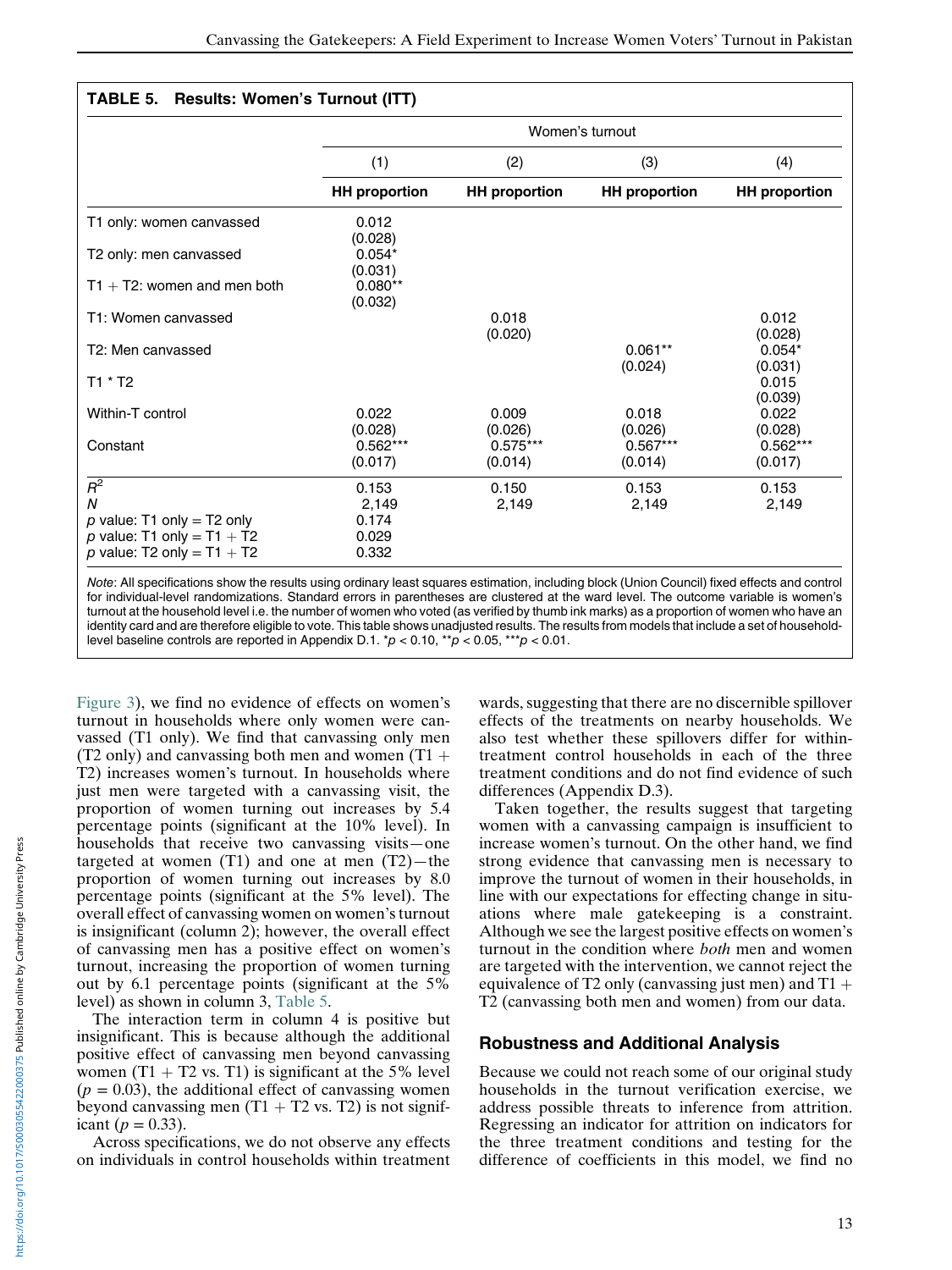**TABLE 5. Results: Women's Turnout (ITT)**

| | Women's turnout | | | |
|---|---|---|---|---|
| | (1) | (2) | (3) | (4) |
| | **HH proportion** | **HH proportion** | **HH proportion** | **HH proportion** |
| T1 only: women canvassed | 0.012 | | | |
| | (0.028) | | | |
| T2 only: men canvassed | 0.054* | | | |
| | (0.031) | | | |
| T1 + T2: women and men both | 0.080** | | | |
| | (0.032) | | | |
| T1: Women canvassed | | 0.018 | | 0.012 |
| | | (0.020) | | (0.028) |
| T2: Men canvassed | | | 0.061** | 0.054* |
| | | | (0.024) | (0.031) |
| T1 * T2 | | | | 0.015 |
| | | | | (0.039) |
| Within-T control | 0.022 | 0.009 | 0.018 | 0.022 |
| | (0.028) | (0.026) | (0.026) | (0.028) |
| Constant | 0.562*** | 0.575*** | 0.567*** | 0.562*** |
| | (0.017) | (0.014) | (0.014) | (0.017) |
| $R^2$ | 0.153 | 0.150 | 0.153 | 0.153 |
| $N$ | 2,149 | 2,149 | 2,149 | 2,149 |
| $p$ value: T1 only = T2 only | 0.174 | | | |
| $p$ value: T1 only = T1 + T2 | 0.029 | | | |
| $p$ value: T2 only = T1 + T2 | 0.332 | | | |

*Note*: All specifications show the results using ordinary least squares estimation, including block (Union Council) fixed effects and control for individual-level randomizations. Standard errors in parentheses are clustered at the ward level. The outcome variable is women's turnout at the household level i.e. the number of women who voted (as verified by thumb ink marks) as a proportion of women who have an identity card and are therefore eligible to vote. This table shows unadjusted results. The results from models that include a set of household-level baseline controls are reported in Appendix D.1. \*$p < 0.10$, \*\*$p < 0.05$, \*\*\*$p < 0.01$.

Figure 3), we find no evidence of effects on women's turnout in households where only women were canvassed (T1 only). We find that canvassing only men (T2 only) and canvassing both men and women (T1 + T2) increases women's turnout. In households where just men were targeted with a canvassing visit, the proportion of women turning out increases by 5.4 percentage points (significant at the 10% level). In households that receive two canvassing visits—one targeted at women (T1) and one at men (T2)—the proportion of women turning out increases by 8.0 percentage points (significant at the 5% level). The overall effect of canvassing women on women's turnout is insignificant (column 2); however, the overall effect of canvassing men has a positive effect on women's turnout, increasing the proportion of women turning out by 6.1 percentage points (significant at the 5% level) as shown in column 3, Table 5.

The interaction term in column 4 is positive but insignificant. This is because although the additional positive effect of canvassing men beyond canvassing women (T1 + T2 vs. T1) is significant at the 5% level ($p = 0.03$), the additional effect of canvassing women beyond canvassing men (T1 + T2 vs. T2) is not significant ($p = 0.33$).

Across specifications, we do not observe any effects on individuals in control households within treatment wards, suggesting that there are no discernible spillover effects of the treatments on nearby households. We also test whether these spillovers differ for within-treatment control households in each of the three treatment conditions and do not find evidence of such differences (Appendix D.3).

Taken together, the results suggest that targeting women with a canvassing campaign is insufficient to increase women's turnout. On the other hand, we find strong evidence that canvassing men is necessary to improve the turnout of women in their households, in line with our expectations for effecting change in situations where male gatekeeping is a constraint. Although we see the largest positive effects on women's turnout in the condition where *both* men and women are targeted with the intervention, we cannot reject the equivalence of T2 only (canvassing just men) and T1 + T2 (canvassing both men and women) from our data.

## Robustness and Additional Analysis

Because we could not reach some of our original study households in the turnout verification exercise, we address possible threats to inference from attrition. Regressing an indicator for attrition on indicators for the three treatment conditions and testing for the difference of coefficients in this model, we find no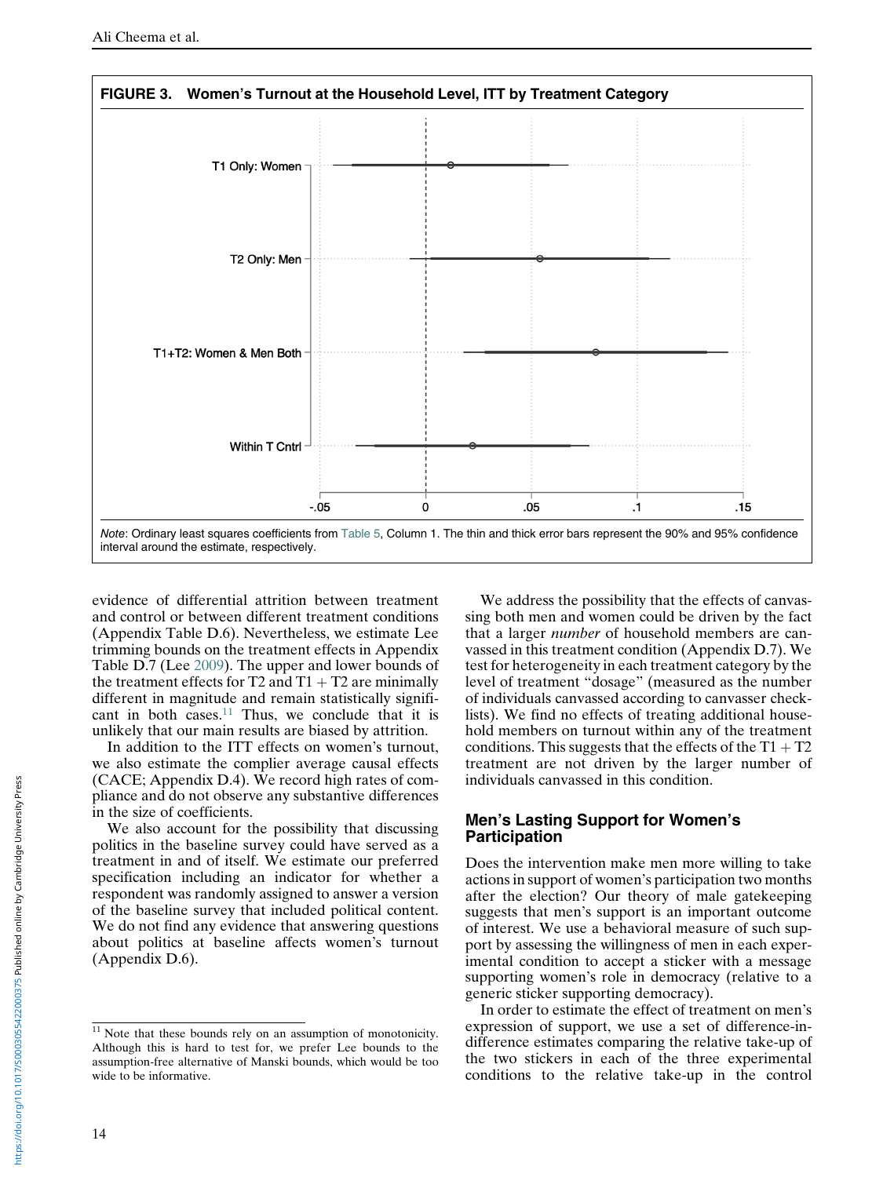**FIGURE 3. Women's Turnout at the Household Level, ITT by Treatment Category**

*Note*: Ordinary least squares coefficients from Table 5, Column 1. The thin and thick error bars represent the 90% and 95% confidence interval around the estimate, respectively.

evidence of differential attrition between treatment and control or between different treatment conditions (Appendix Table D.6). Nevertheless, we estimate Lee trimming bounds on the treatment effects in Appendix Table D.7 (Lee 2009). The upper and lower bounds of the treatment effects for T2 and T1 + T2 are minimally different in magnitude and remain statistically significant in both cases.[11] Thus, we conclude that it is unlikely that our main results are biased by attrition.

In addition to the ITT effects on women's turnout, we also estimate the complier average causal effects (CACE; Appendix D.4). We record high rates of compliance and do not observe any substantive differences in the size of coefficients.

We also account for the possibility that discussing politics in the baseline survey could have served as a treatment in and of itself. We estimate our preferred specification including an indicator for whether a respondent was randomly assigned to answer a version of the baseline survey that included political content. We do not find any evidence that answering questions about politics at baseline affects women's turnout (Appendix D.6).

We address the possibility that the effects of canvassing both men and women could be driven by the fact that a larger *number* of household members are canvassed in this treatment condition (Appendix D.7). We test for heterogeneity in each treatment category by the level of treatment "dosage" (measured as the number of individuals canvassed according to canvasser checklists). We find no effects of treating additional household members on turnout within any of the treatment conditions. This suggests that the effects of the T1 + T2 treatment are not driven by the larger number of individuals canvassed in this condition.

## Men's Lasting Support for Women's Participation

Does the intervention make men more willing to take actions in support of women's participation two months after the election? Our theory of male gatekeeping suggests that men's support is an important outcome of interest. We use a behavioral measure of such support by assessing the willingness of men in each experimental condition to accept a sticker with a message supporting women's role in democracy (relative to a generic sticker supporting democracy).

In order to estimate the effect of treatment on men's expression of support, we use a set of difference-in-difference estimates comparing the relative take-up of the two stickers in each of the three experimental conditions to the relative take-up in the control

[11] Note that these bounds rely on an assumption of monotonicity. Although this is hard to test for, we prefer Lee bounds to the assumption-free alternative of Manski bounds, which would be too wide to be informative.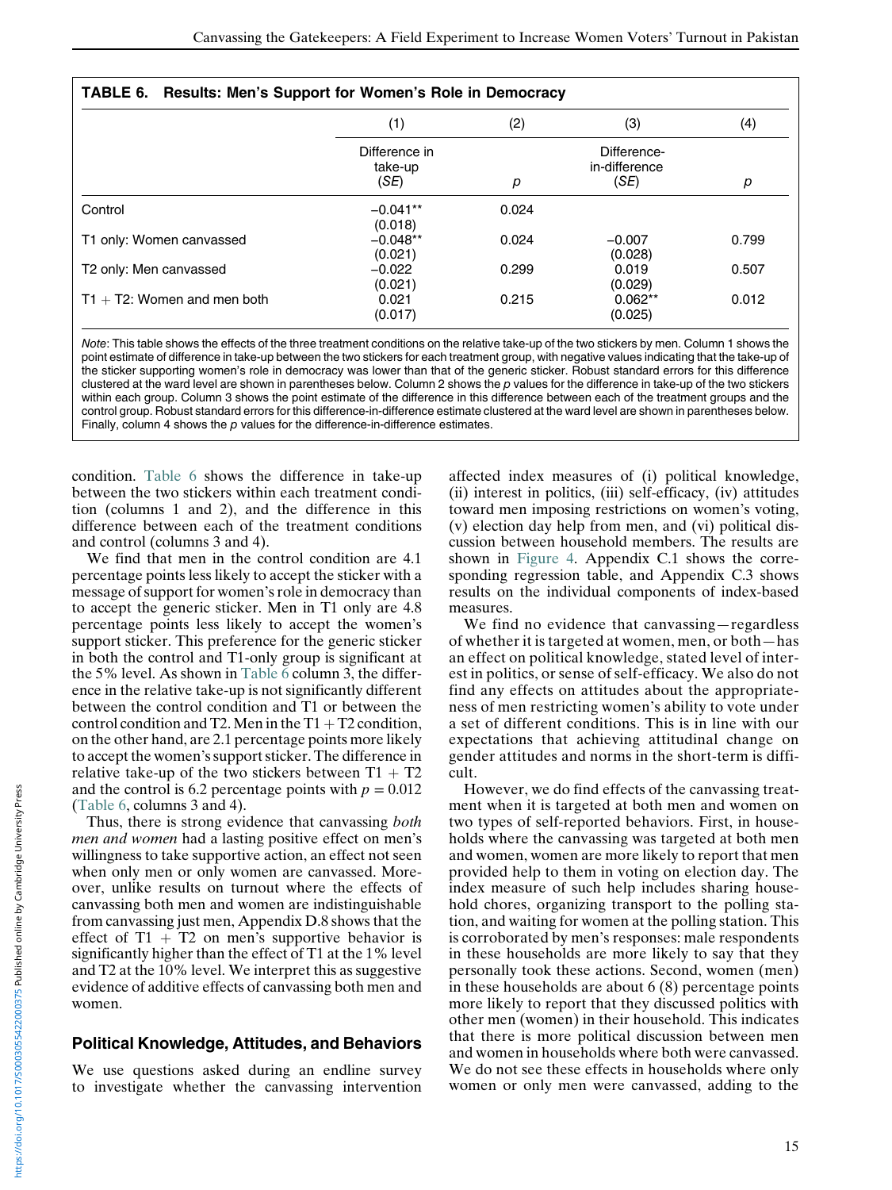**TABLE 6. Results: Men's Support for Women's Role in Democracy**

| | (1) | (2) | (3) | (4) |
|---|---|---|---|---|
| | Difference in take-up (*SE*) | *p* | Difference-in-difference (*SE*) | *p* |
| Control | −0.041** (0.018) | 0.024 | | |
| T1 only: Women canvassed | −0.048** (0.021) | 0.024 | −0.007 (0.028) | 0.799 |
| T2 only: Men canvassed | −0.022 (0.021) | 0.299 | 0.019 (0.029) | 0.507 |
| T1 + T2: Women and men both | 0.021 (0.017) | 0.215 | 0.062** (0.025) | 0.012 |

*Note*: This table shows the effects of the three treatment conditions on the relative take-up of the two stickers by men. Column 1 shows the point estimate of difference in take-up between the two stickers for each treatment group, with negative values indicating that the take-up of the sticker supporting women's role in democracy was lower than that of the generic sticker. Robust standard errors for this difference clustered at the ward level are shown in parentheses below. Column 2 shows the *p* values for the difference in take-up of the two stickers within each group. Column 3 shows the point estimate of the difference in this difference between each of the treatment groups and the control group. Robust standard errors for this difference-in-difference estimate clustered at the ward level are shown in parentheses below. Finally, column 4 shows the *p* values for the difference-in-difference estimates.

condition. Table 6 shows the difference in take-up between the two stickers within each treatment condition (columns 1 and 2), and the difference in this difference between each of the treatment conditions and control (columns 3 and 4).

We find that men in the control condition are 4.1 percentage points less likely to accept the sticker with a message of support for women's role in democracy than to accept the generic sticker. Men in T1 only are 4.8 percentage points less likely to accept the women's support sticker. This preference for the generic sticker in both the control and T1-only group is significant at the 5% level. As shown in Table 6 column 3, the difference in the relative take-up is not significantly different between the control condition and T1 or between the control condition and T2. Men in the T1 + T2 condition, on the other hand, are 2.1 percentage points more likely to accept the women's support sticker. The difference in relative take-up of the two stickers between T1 + T2 and the control is 6.2 percentage points with $p = 0.012$ (Table 6, columns 3 and 4).

Thus, there is strong evidence that canvassing *both men and women* had a lasting positive effect on men's willingness to take supportive action, an effect not seen when only men or only women are canvassed. Moreover, unlike results on turnout where the effects of canvassing both men and women are indistinguishable from canvassing just men, Appendix D.8 shows that the effect of T1 + T2 on men's supportive behavior is significantly higher than the effect of T1 at the 1% level and T2 at the 10% level. We interpret this as suggestive evidence of additive effects of canvassing both men and women.

## Political Knowledge, Attitudes, and Behaviors

We use questions asked during an endline survey to investigate whether the canvassing intervention affected index measures of (i) political knowledge, (ii) interest in politics, (iii) self-efficacy, (iv) attitudes toward men imposing restrictions on women's voting, (v) election day help from men, and (vi) political discussion between household members. The results are shown in Figure 4. Appendix C.1 shows the corresponding regression table, and Appendix C.3 shows results on the individual components of index-based measures.

We find no evidence that canvassing—regardless of whether it is targeted at women, men, or both—has an effect on political knowledge, stated level of interest in politics, or sense of self-efficacy. We also do not find any effects on attitudes about the appropriateness of men restricting women's ability to vote under a set of different conditions. This is in line with our expectations that achieving attitudinal change on gender attitudes and norms in the short-term is difficult.

However, we do find effects of the canvassing treatment when it is targeted at both men and women on two types of self-reported behaviors. First, in households where the canvassing was targeted at both men and women, women are more likely to report that men provided help to them in voting on election day. The index measure of such help includes sharing household chores, organizing transport to the polling station, and waiting for women at the polling station. This is corroborated by men's responses: male respondents in these households are more likely to say that they personally took these actions. Second, women (men) in these households are about 6 (8) percentage points more likely to report that they discussed politics with other men (women) in their household. This indicates that there is more political discussion between men and women in households where both were canvassed. We do not see these effects in households where only women or only men were canvassed, adding to the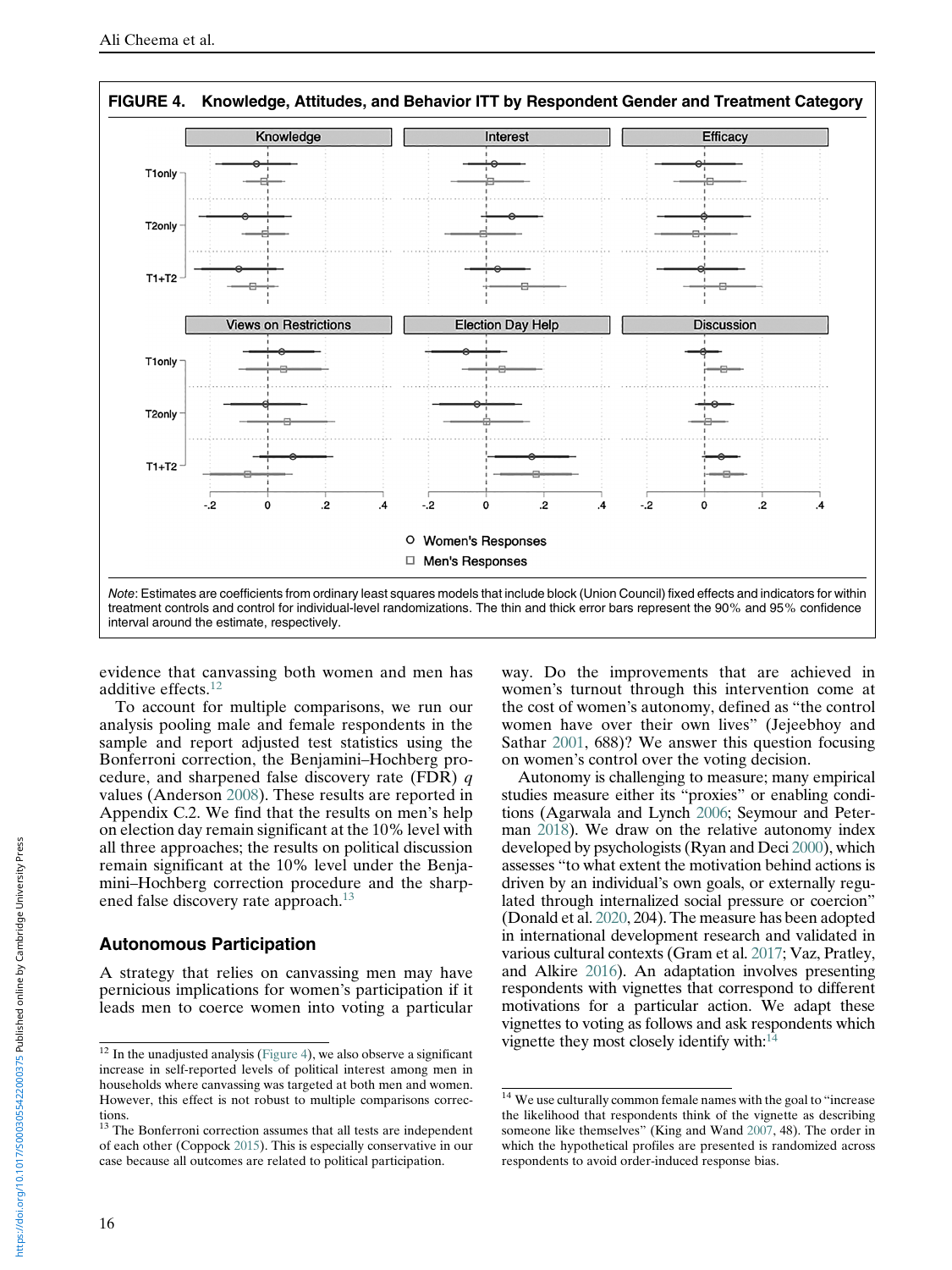**FIGURE 4. Knowledge, Attitudes, and Behavior ITT by Respondent Gender and Treatment Category**

*Note*: Estimates are coefficients from ordinary least squares models that include block (Union Council) fixed effects and indicators for within treatment controls and control for individual-level randomizations. The thin and thick error bars represent the 90% and 95% confidence interval around the estimate, respectively.

evidence that canvassing both women and men has additive effects.[12]

To account for multiple comparisons, we run our analysis pooling male and female respondents in the sample and report adjusted test statistics using the Bonferroni correction, the Benjamini–Hochberg procedure, and sharpened false discovery rate (FDR) $q$ values (Anderson 2008). These results are reported in Appendix C.2. We find that the results on men's help on election day remain significant at the 10% level with all three approaches; the results on political discussion remain significant at the 10% level under the Benjamini–Hochberg correction procedure and the sharpened false discovery rate approach.[13]

## Autonomous Participation

A strategy that relies on canvassing men may have pernicious implications for women's participation if it leads men to coerce women into voting a particular way. Do the improvements that are achieved in women's turnout through this intervention come at the cost of women's autonomy, defined as "the control women have over their own lives" (Jejeebhoy and Sathar 2001, 688)? We answer this question focusing on women's control over the voting decision.

Autonomy is challenging to measure; many empirical studies measure either its "proxies" or enabling conditions (Agarwala and Lynch 2006; Seymour and Peterman 2018). We draw on the relative autonomy index developed by psychologists (Ryan and Deci 2000), which assesses "to what extent the motivation behind actions is driven by an individual's own goals, or externally regulated through internalized social pressure or coercion" (Donald et al. 2020, 204). The measure has been adopted in international development research and validated in various cultural contexts (Gram et al. 2017; Vaz, Pratley, and Alkire 2016). An adaptation involves presenting respondents with vignettes that correspond to different motivations for a particular action. We adapt these vignettes to voting as follows and ask respondents which vignette they most closely identify with:[14]

---

[12] In the unadjusted analysis (Figure 4), we also observe a significant increase in self-reported levels of political interest among men in households where canvassing was targeted at both women and men. However, this effect is not robust to multiple comparisons corrections.

[13] The Bonferroni correction assumes that all tests are independent of each other (Coppock 2015). This is especially conservative in our case because all outcomes are related to political participation.

[14] We use culturally common female names with the goal to "increase the likelihood that respondents think of the vignette as describing someone like themselves" (King and Wand 2007, 48). The order in which the hypothetical profiles are presented is randomized across respondents to avoid order-induced response bias.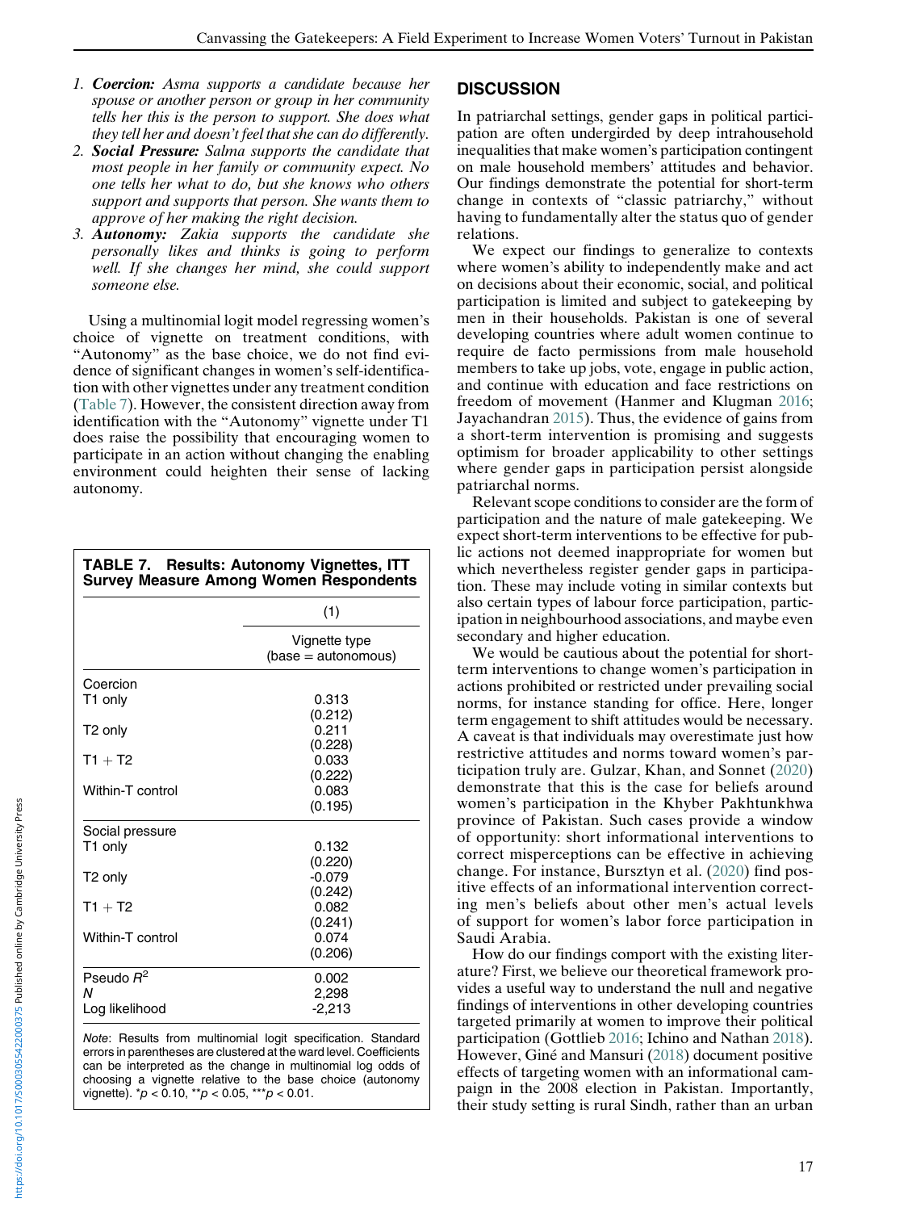1. ***Coercion:*** *Asma supports a candidate because her spouse or another person or group in her community tells her this is the person to support. She does what they tell her and doesn't feel that she can do differently.*
2. ***Social Pressure:*** *Salma supports the candidate that most people in her family or community expect. No one tells her what to do, but she knows who others support and supports that person. She wants them to approve of her making the right decision.*
3. ***Autonomy:*** *Zakia supports the candidate she personally likes and thinks is going to perform well. If she changes her mind, she could support someone else.*

Using a multinomial logit model regressing women's choice of vignette on treatment conditions, with "Autonomy" as the base choice, we do not find evidence of significant changes in women's self-identification with other vignettes under any treatment condition (Table 7). However, the consistent direction away from identification with the "Autonomy" vignette under T1 does raise the possibility that encouraging women to participate in an action without changing the enabling environment could heighten their sense of lacking autonomy.

**TABLE 7. Results: Autonomy Vignettes, ITT Survey Measure Among Women Respondents**

| | (1) |
|---|---|
| | Vignette type (base = autonomous) |
| **Coercion** | |
| T1 only | 0.313 |
| | (0.212) |
| T2 only | 0.211 |
| | (0.228) |
| T1 + T2 | 0.033 |
| | (0.222) |
| Within-T control | 0.083 |
| | (0.195) |
| **Social pressure** | |
| T1 only | 0.132 |
| | (0.220) |
| T2 only | -0.079 |
| | (0.242) |
| T1 + T2 | 0.082 |
| | (0.241) |
| Within-T control | 0.074 |
| | (0.206) |
| Pseudo $R^2$ | 0.002 |
| $N$ | 2,298 |
| Log likelihood | -2,213 |

*Note*: Results from multinomial logit specification. Standard errors in parentheses are clustered at the ward level. Coefficients can be interpreted as the change in multinomial log odds of choosing a vignette relative to the base choice (autonomy vignette). \*$p$ < 0.10, \*\*$p$ < 0.05, \*\*\*$p$ < 0.01.

## DISCUSSION

In patriarchal settings, gender gaps in political participation are often undergirded by deep intrahousehold inequalities that make women's participation contingent on male household members' attitudes and behavior. Our findings demonstrate the potential for short-term change in contexts of "classic patriarchy," without having to fundamentally alter the status quo of gender relations.

We expect our findings to generalize to contexts where women's ability to independently make and act on decisions about their economic, social, and political participation is limited and subject to gatekeeping by men in their households. Pakistan is one of several developing countries where adult women continue to require de facto permissions from male household members to take up jobs, vote, engage in public action, and continue with education and face restrictions on freedom of movement (Hanmer and Klugman 2016; Jayachandran 2015). Thus, the evidence of gains from a short-term intervention is promising and suggests optimism for broader applicability to other settings where gender gaps in participation persist alongside patriarchal norms.

Relevant scope conditions to consider are the form of participation and the nature of male gatekeeping. We expect short-term interventions to be effective for public actions not deemed inappropriate for women but which nevertheless register gender gaps in participation. These may include voting in similar contexts but also certain types of labour force participation, participation in neighbourhood associations, and maybe even secondary and higher education.

We would be cautious about the potential for short-term interventions to change women's participation in actions prohibited or restricted under prevailing social norms, for instance standing for office. Here, longer term engagement to shift attitudes would be necessary. A caveat is that individuals may overestimate just how restrictive attitudes and norms toward women's participation truly are. Gulzar, Khan, and Sonnet (2020) demonstrate that this is the case for beliefs around women's participation in the Khyber Pakhtunkhwa province of Pakistan. Such cases provide a window of opportunity: short informational interventions to correct misperceptions can be effective in achieving change. For instance, Bursztyn et al. (2020) find positive effects of an informational intervention correcting men's beliefs about other men's actual levels of support for women's labor force participation in Saudi Arabia.

How do our findings comport with the existing literature? First, we believe our theoretical framework provides a useful way to understand the null and negative findings of interventions in other developing countries targeted primarily at women to improve their political participation (Gottlieb 2016; Ichino and Nathan 2018). However, Giné and Mansuri (2018) document positive effects of targeting women with an informational campaign in the 2008 election in Pakistan. Importantly, their study setting is rural Sindh, rather than an urban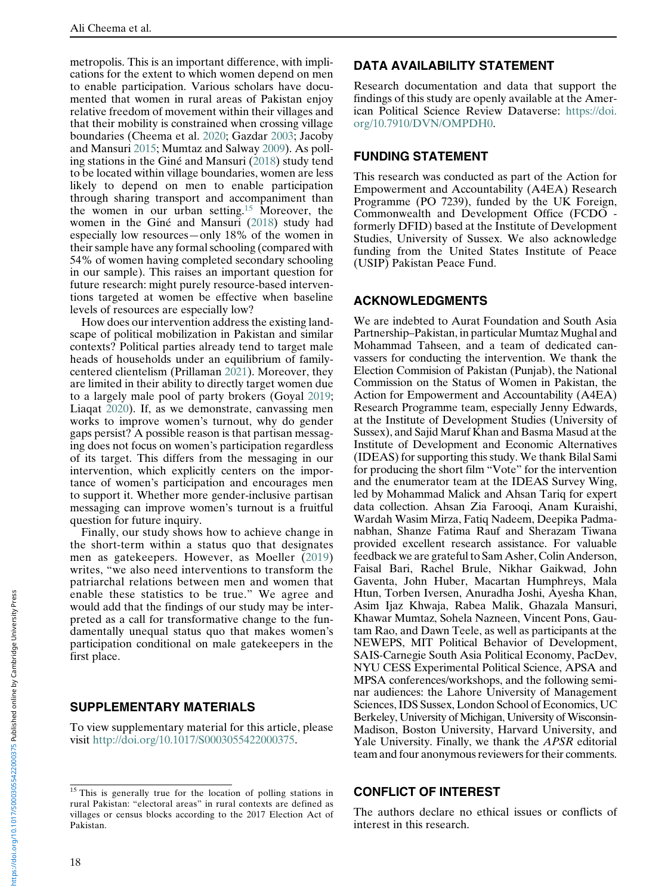metropolis. This is an important difference, with implications for the extent to which women depend on men to enable participation. Various scholars have documented that women in rural areas of Pakistan enjoy relative freedom of movement within their villages and that their mobility is constrained when crossing village boundaries (Cheema et al. 2020; Gazdar 2003; Jacoby and Mansuri 2015; Mumtaz and Salway 2009). As polling stations in the Giné and Mansuri (2018) study tend to be located within village boundaries, women are less likely to depend on men to enable participation through sharing transport and accompaniment than the women in our urban setting.[15] Moreover, the women in the Giné and Mansuri (2018) study had especially low resources—only 18% of the women in their sample have any formal schooling (compared with 54% of women having completed secondary schooling in our sample). This raises an important question for future research: might purely resource-based interventions targeted at women be effective when baseline levels of resources are especially low?

How does our intervention address the existing landscape of political mobilization in Pakistan and similar contexts? Political parties already tend to target male heads of households under an equilibrium of family-centered clientelism (Prillaman 2021). Moreover, they are limited in their ability to directly target women due to a largely male pool of party brokers (Goyal 2019; Liaqat 2020). If, as we demonstrate, canvassing men works to improve women's turnout, why do gender gaps persist? A possible reason is that partisan messaging does not focus on women's participation regardless of its target. This differs from the messaging in our intervention, which explicitly centers on the importance of women's participation and encourages men to support it. Whether more gender-inclusive partisan messaging can improve women's turnout is a fruitful question for future inquiry.

Finally, our study shows how to achieve change in the short-term within a status quo that designates men as gatekeepers. However, as Moeller (2019) writes, "we also need interventions to transform the patriarchal relations between men and women that enable these statistics to be true." We agree and would add that the findings of our study may be interpreted as a call for transformative change to the fundamentally unequal status quo that makes women's participation conditional on male gatekeepers in the first place.

## SUPPLEMENTARY MATERIALS

To view supplementary material for this article, please visit http://doi.org/10.1017/S0003055422000375.

## DATA AVAILABILITY STATEMENT

Research documentation and data that support the findings of this study are openly available at the American Political Science Review Dataverse: https://doi.org/10.7910/DVN/OMPDH0.

## FUNDING STATEMENT

This research was conducted as part of the Action for Empowerment and Accountability (A4EA) Research Programme (PO 7239), funded by the UK Foreign, Commonwealth and Development Office (FCDO - formerly DFID) based at the Institute of Development Studies, University of Sussex. We also acknowledge funding from the United States Institute of Peace (USIP) Pakistan Peace Fund.

## ACKNOWLEDGMENTS

We are indebted to Aurat Foundation and South Asia Partnership–Pakistan, in particular Mumtaz Mughal and Mohammad Tahseen, and a team of dedicated canvassers for conducting the intervention. We thank the Election Commision of Pakistan (Punjab), the National Commission on the Status of Women in Pakistan, the Action for Empowerment and Accountability (A4EA) Research Programme team, especially Jenny Edwards, at the Institute of Development Studies (University of Sussex), and Sajid Maruf Khan and Basma Masud at the Institute of Development and Economic Alternatives (IDEAS) for supporting this study. We thank Bilal Sami for producing the short film "Vote" for the intervention and the enumerator team at the IDEAS Survey Wing, led by Mohammad Malick and Ahsan Tariq for expert data collection. Ahsan Zia Farooqi, Anam Kuraishi, Wardah Wasim Mirza, Fatiq Nadeem, Deepika Padmanabhan, Shanze Fatima Rauf and Sherazam Tiwana provided excellent research assistance. For valuable feedback we are grateful to Sam Asher, Colin Anderson, Faisal Bari, Rachel Brule, Nikhar Gaikwad, John Gaventa, John Huber, Macartan Humphreys, Mala Htun, Torben Iversen, Anuradha Joshi, Ayesha Khan, Asim Ijaz Khwaja, Rabea Malik, Ghazala Mansuri, Khawar Mumtaz, Sohela Nazneen, Vincent Pons, Gautam Rao, and Dawn Teele, as well as participants at the NEWEPS, MIT Political Behavior of Development, SAIS-Carnegie South Asia Political Economy, PacDev, NYU CESS Experimental Political Science, APSA and MPSA conferences/workshops, and the following seminar audiences: the Lahore University of Management Sciences, IDS Sussex, London School of Economics, UC Berkeley, University of Michigan, University of Wisconsin-Madison, Boston University, Harvard University, and Yale University. Finally, we thank the *APSR* editorial team and four anonymous reviewers for their comments.

## CONFLICT OF INTEREST

The authors declare no ethical issues or conflicts of interest in this research.

---

[15] This is generally true for the location of polling stations in rural Pakistan: "electoral areas" in rural contexts are defined as villages or census blocks according to the 2017 Election Act of Pakistan.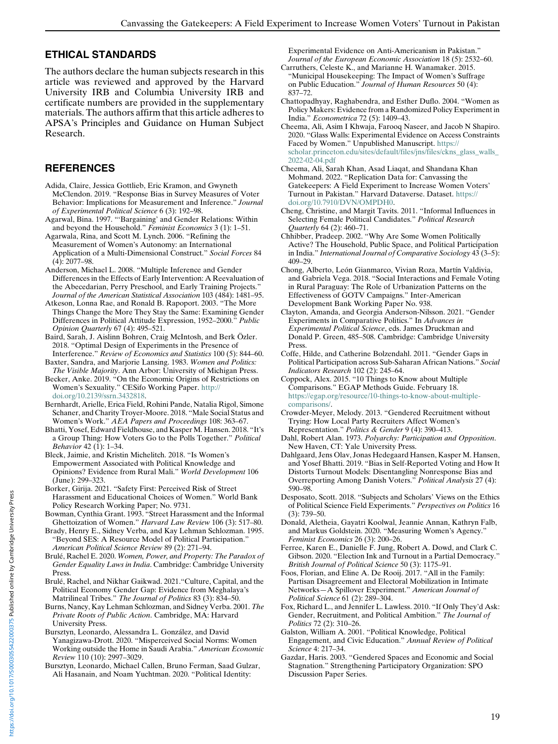## ETHICAL STANDARDS

The authors declare the human subjects research in this article was reviewed and approved by the Harvard University IRB and Columbia University IRB and certificate numbers are provided in the supplementary materials. The authors affirm that this article adheres to APSA's Principles and Guidance on Human Subject Research.

## REFERENCES

Adida, Claire, Jessica Gottlieb, Eric Kramon, and Gwyneth McClendon. 2019. "Response Bias in Survey Measures of Voter Behavior: Implications for Measurement and Inference." *Journal of Experimental Political Science* 6 (3): 192–98.

Agarwal, Bina. 1997. "'Bargaining' and Gender Relations: Within and beyond the Household." *Feminist Economics* 3 (1): 1–51.

Agarwala, Rina, and Scott M. Lynch. 2006. "Refining the Measurement of Women's Autonomy: an International Application of a Multi-Dimensional Construct." *Social Forces* 84 (4): 2077–98.

Anderson, Michael L. 2008. "Multiple Inference and Gender Differences in the Effects of Early Intervention: A Reevaluation of the Abecedarian, Perry Preschool, and Early Training Projects." *Journal of the American Statistical Association* 103 (484): 1481–95.

Atkeson, Lonna Rae, and Ronald B. Rapoport. 2003. "The More Things Change the More They Stay the Same: Examining Gender Differences in Political Attitude Expression, 1952–2000." *Public Opinion Quarterly* 67 (4): 495–521.

Baird, Sarah, J. Aislinn Bohren, Craig McIntosh, and Berk Özler. 2018. "Optimal Design of Experiments in the Presence of Interference." *Review of Economics and Statistics* 100 (5): 844–60.

Baxter, Sandra, and Marjorie Lansing. 1983. *Women and Politics: The Visible Majority*. Ann Arbor: University of Michigan Press.

Becker, Anke. 2019. "On the Economic Origins of Restrictions on Women's Sexuality." CESifo Working Paper. http://doi.org/10.2139/ssrn.3432818.

Bernhardt, Arielle, Erica Field, Rohini Pande, Natalia Rigol, Simone Schaner, and Charity Troyer-Moore. 2018. "Male Social Status and Women's Work." *AEA Papers and Proceedings* 108: 363–67.

Bhatti, Yosef, Edward Fieldhouse, and Kasper M. Hansen. 2018. "It's a Group Thing: How Voters Go to the Polls Together." *Political Behavior* 42 (1): 1–34.

Bleck, Jaimie, and Kristin Michelitch. 2018. "Is Women's Empowerment Associated with Political Knowledge and Opinions? Evidence from Rural Mali." *World Development* 106 (June): 299–323.

Borker, Girija. 2021. "Safety First: Perceived Risk of Street Harassment and Educational Choices of Women." World Bank Policy Research Working Paper; No. 9731.

Bowman, Cynthia Grant. 1993. "Street Harassment and the Informal Ghettoization of Women." *Harvard Law Review* 106 (3): 517–80.

Brady, Henry E., Sidney Verba, and Kay Lehman Schlozman. 1995. "Beyond SES: A Resource Model of Political Participation." *American Political Science Review* 89 (2): 271–94.

Brulé, Rachel E. 2020. *Women, Power, and Property: The Paradox of Gender Equality Laws in India*. Cambridge: Cambridge University Press.

Brulé, Rachel, and Nikhar Gaikwad. 2021."Culture, Capital, and the Political Economy Gender Gap: Evidence from Meghalaya's Matrilineal Tribes." *The Journal of Politics* 83 (3): 834–50.

Burns, Nancy, Kay Lehman Schlozman, and Sidney Verba. 2001. *The Private Roots of Public Action*. Cambridge, MA: Harvard University Press.

Bursztyn, Leonardo, Alessandra L. González, and David Yanagizawa-Drott. 2020. "Misperceived Social Norms: Women Working outside the Home in Saudi Arabia." *American Economic Review* 110 (10): 2997–3029.

Bursztyn, Leonardo, Michael Callen, Bruno Ferman, Saad Gulzar, Ali Hasanain, and Noam Yuchtman. 2020. "Political Identity: Experimental Evidence on Anti-Americanism in Pakistan." *Journal of the European Economic Association* 18 (5): 2532–60.

Carruthers, Celeste K., and Marianne H. Wanamaker. 2015. "Municipal Housekeeping: The Impact of Women's Suffrage on Public Education." *Journal of Human Resources* 50 (4): 837–72.

Chattopadhyay, Raghabendra, and Esther Duflo. 2004. "Women as Policy Makers: Evidence from a Randomized Policy Experiment in India." *Econometrica* 72 (5): 1409–43.

Cheema, Ali, Asim I Khwaja, Farooq Naseer, and Jacob N Shapiro. 2020. "Glass Walls: Experimental Evidence on Access Constraints Faced by Women." Unpublished Manuscript. https://scholar.princeton.edu/sites/default/files/jns/files/ckns_glass_walls_2022-02-04.pdf

Cheema, Ali, Sarah Khan, Asad Liaqat, and Shandana Khan Mohmand. 2022. "Replication Data for: Canvassing the Gatekeepers: A Field Experiment to Increase Women Voters' Turnout in Pakistan." Harvard Dataverse. Dataset. https://doi.org/10.7910/DVN/OMPDH0.

Cheng, Christine, and Margit Tavits. 2011. "Informal Influences in Selecting Female Political Candidates." *Political Research Quarterly* 64 (2): 460–71.

Chhibber, Pradeep. 2002. "Why Are Some Women Politically Active? The Household, Public Space, and Political Participation in India." *International Journal of Comparative Sociology* 43 (3–5): 409–29.

Chong, Alberto, León Gianmarco, Vivian Roza, Martín Valdivia, and Gabriela Vega. 2018. "Social Interactions and Female Voting in Rural Paraguay: The Role of Urbanization Patterns on the Effectiveness of GOTV Campaigns." Inter-American Development Bank Working Paper No. 938.

Clayton, Amanda, and Georgia Anderson-Nilsson. 2021. "Gender Experiments in Comparative Politics." In *Advances in Experimental Political Science*, eds. James Druckman and Donald P. Green, 485–508. Cambridge: Cambridge University Press.

Coffe, Hilde, and Catherine Bolzendahl. 2011. "Gender Gaps in Political Participation across Sub-Saharan African Nations." *Social Indicators Research* 102 (2): 245–64.

Coppock, Alex. 2015. "10 Things to Know about Multiple Comparisons." EGAP Methods Guide. February 18. https://egap.org/resource/10-things-to-know-about-multiple-comparisons/.

Crowder-Meyer, Melody. 2013. "Gendered Recruitment without Trying: How Local Party Recruiters Affect Women's Representation." *Politics & Gender* 9 (4): 390–413.

Dahl, Robert Alan. 1973. *Polyarchy: Participation and Opposition*. New Haven, CT: Yale University Press.

Dahlgaard, Jens Olav, Jonas Hedegaard Hansen, Kasper M. Hansen, and Yosef Bhatti. 2019. "Bias in Self-Reported Voting and How It Distorts Turnout Models: Disentangling Nonresponse Bias and Overreporting Among Danish Voters." *Political Analysis* 27 (4): 590–98.

Desposato, Scott. 2018. "Subjects and Scholars' Views on the Ethics of Political Science Field Experiments." *Perspectives on Politics* 16 (3): 739–50.

Donald, Aletheia, Gayatri Koolwal, Jeannie Annan, Kathryn Falb, and Markus Goldstein. 2020. "Measuring Women's Agency." *Feminist Economics* 26 (3): 200–26.

Ferree, Karen E., Danielle F. Jung, Robert A. Dowd, and Clark C. Gibson. 2020. "Election Ink and Turnout in a Partial Democracy." *British Journal of Political Science* 50 (3): 1175–91.

Foos, Florian, and Eline A. De Rooij. 2017. "All in the Family: Partisan Disagreement and Electoral Mobilization in Intimate Networks—A Spillover Experiment." *American Journal of Political Science* 61 (2): 289–304.

Fox, Richard L., and Jennifer L. Lawless. 2010. "If Only They'd Ask: Gender, Recruitment, and Political Ambition." *The Journal of Politics* 72 (2): 310–26.

Galston, William A. 2001. "Political Knowledge, Political Engagement, and Civic Education." *Annual Review of Political Science* 4: 217–34.

Gazdar, Haris. 2003. "Gendered Spaces and Economic and Social Stagnation." Strengthening Participatory Organization: SPO Discussion Paper Series.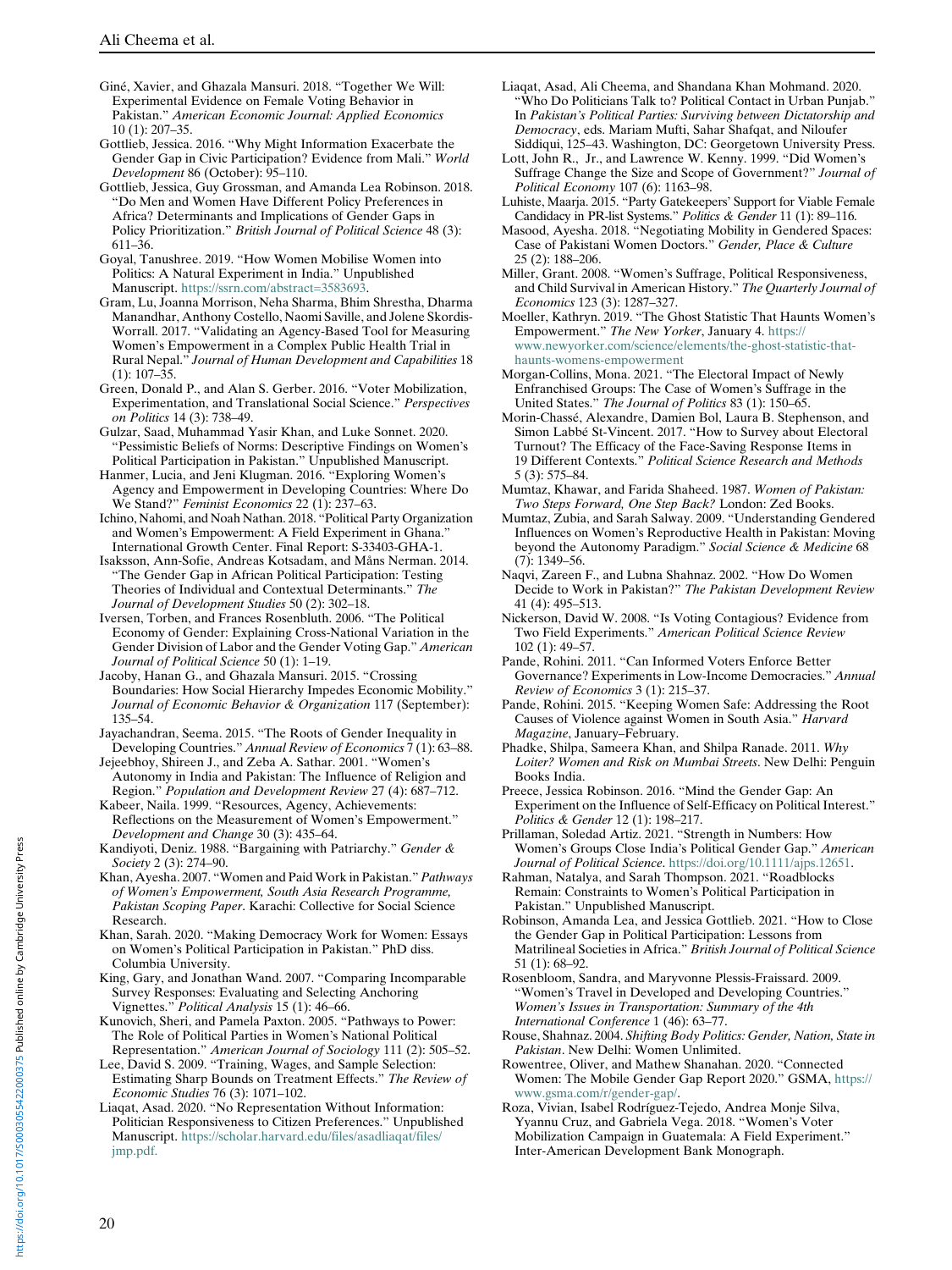Giné, Xavier, and Ghazala Mansuri. 2018. "Together We Will: Experimental Evidence on Female Voting Behavior in Pakistan." *American Economic Journal: Applied Economics* 10 (1): 207–35.

Gottlieb, Jessica. 2016. "Why Might Information Exacerbate the Gender Gap in Civic Participation? Evidence from Mali." *World Development* 86 (October): 95–110.

Gottlieb, Jessica, Guy Grossman, and Amanda Lea Robinson. 2018. "Do Men and Women Have Different Policy Preferences in Africa? Determinants and Implications of Gender Gaps in Policy Prioritization." *British Journal of Political Science* 48 (3): 611–36.

Goyal, Tanushree. 2019. "How Women Mobilise Women into Politics: A Natural Experiment in India." Unpublished Manuscript. https://ssrn.com/abstract=3583693.

Gram, Lu, Joanna Morrison, Neha Sharma, Bhim Shrestha, Dharma Manandhar, Anthony Costello, Naomi Saville, and Jolene Skordis-Worrall. 2017. "Validating an Agency-Based Tool for Measuring Women's Empowerment in a Complex Public Health Trial in Rural Nepal." *Journal of Human Development and Capabilities* 18 (1): 107–35.

Green, Donald P., and Alan S. Gerber. 2016. "Voter Mobilization, Experimentation, and Translational Social Science." *Perspectives on Politics* 14 (3): 738–49.

Gulzar, Saad, Muhammad Yasir Khan, and Luke Sonnet. 2020. "Pessimistic Beliefs of Norms: Descriptive Findings on Women's Political Participation in Pakistan." Unpublished Manuscript.

Hanmer, Lucia, and Jeni Klugman. 2016. "Exploring Women's Agency and Empowerment in Developing Countries: Where Do We Stand?" *Feminist Economics* 22 (1): 237–63.

Ichino, Nahomi, and Noah Nathan. 2018. "Political Party Organization and Women's Empowerment: A Field Experiment in Ghana." International Growth Center. Final Report: S-33403-GHA-1.

Isaksson, Ann-Sofie, Andreas Kotsadam, and Måns Nerman. 2014. "The Gender Gap in African Political Participation: Testing Theories of Individual and Contextual Determinants." *The Journal of Development Studies* 50 (2): 302–18.

Iversen, Torben, and Frances Rosenbluth. 2006. "The Political Economy of Gender: Explaining Cross-National Variation in the Gender Division of Labor and the Gender Voting Gap." *American Journal of Political Science* 50 (1): 1–19.

Jacoby, Hanan G., and Ghazala Mansuri. 2015. "Crossing Boundaries: How Social Hierarchy Impedes Economic Mobility." *Journal of Economic Behavior & Organization* 117 (September): 135–54.

Jayachandran, Seema. 2015. "The Roots of Gender Inequality in Developing Countries." *Annual Review of Economics* 7 (1): 63–88.

Jejeebhoy, Shireen J., and Zeba A. Sathar. 2001. "Women's Autonomy in India and Pakistan: The Influence of Religion and Region." *Population and Development Review* 27 (4): 687–712.

Kabeer, Naila. 1999. "Resources, Agency, Achievements: Reflections on the Measurement of Women's Empowerment." *Development and Change* 30 (3): 435–64.

Kandiyoti, Deniz. 1988. "Bargaining with Patriarchy." *Gender & Society* 2 (3): 274–90.

Khan, Ayesha. 2007. "Women and Paid Work in Pakistan." *Pathways of Women's Empowerment, South Asia Research Programme, Pakistan Scoping Paper*. Karachi: Collective for Social Science Research.

Khan, Sarah. 2020. "Making Democracy Work for Women: Essays on Women's Political Participation in Pakistan." PhD diss. Columbia University.

King, Gary, and Jonathan Wand. 2007. "Comparing Incomparable Survey Responses: Evaluating and Selecting Anchoring Vignettes." *Political Analysis* 15 (1): 46–66.

Kunovich, Sheri, and Pamela Paxton. 2005. "Pathways to Power: The Role of Political Parties in Women's National Political Representation." *American Journal of Sociology* 111 (2): 505–52.

Lee, David S. 2009. "Training, Wages, and Sample Selection: Estimating Sharp Bounds on Treatment Effects." *The Review of Economic Studies* 76 (3): 1071–102.

Liaqat, Asad. 2020. "No Representation Without Information: Politician Responsiveness to Citizen Preferences." Unpublished Manuscript. https://scholar.harvard.edu/files/asadliaqat/files/jmp.pdf.

Liaqat, Asad, Ali Cheema, and Shandana Khan Mohmand. 2020. "Who Do Politicians Talk to? Political Contact in Urban Punjab." In *Pakistan's Political Parties: Surviving between Dictatorship and Democracy*, eds. Mariam Mufti, Sahar Shafqat, and Niloufer Siddiqui, 125–43. Washington, DC: Georgetown University Press.

Lott, John R., Jr., and Lawrence W. Kenny. 1999. "Did Women's Suffrage Change the Size and Scope of Government?" *Journal of Political Economy* 107 (6): 1163–98.

Luhiste, Maarja. 2015. "Party Gatekeepers' Support for Viable Female Candidacy in PR-list Systems." *Politics & Gender* 11 (1): 89–116.

Masood, Ayesha. 2018. "Negotiating Mobility in Gendered Spaces: Case of Pakistani Women Doctors." *Gender, Place & Culture* 25 (2): 188–206.

Miller, Grant. 2008. "Women's Suffrage, Political Responsiveness, and Child Survival in American History." *The Quarterly Journal of Economics* 123 (3): 1287–327.

Moeller, Kathryn. 2019. "The Ghost Statistic That Haunts Women's Empowerment." *The New Yorker*, January 4. https://www.newyorker.com/science/elements/the-ghost-statistic-that-haunts-womens-empowerment

Morgan-Collins, Mona. 2021. "The Electoral Impact of Newly Enfranchised Groups: The Case of Women's Suffrage in the United States." *The Journal of Politics* 83 (1): 150–65.

Morin-Chassé, Alexandre, Damien Bol, Laura B. Stephenson, and Simon Labbé St-Vincent. 2017. "How to Survey about Electoral Turnout? The Efficacy of the Face-Saving Response Items in 19 Different Contexts." *Political Science Research and Methods* 5 (3): 575–84.

Mumtaz, Khawar, and Farida Shaheed. 1987. *Women of Pakistan: Two Steps Forward, One Step Back?* London: Zed Books.

Mumtaz, Zubia, and Sarah Salway. 2009. "Understanding Gendered Influences on Women's Reproductive Health in Pakistan: Moving beyond the Autonomy Paradigm." *Social Science & Medicine* 68 (7): 1349–56.

Naqvi, Zareen F., and Lubna Shahnaz. 2002. "How Do Women Decide to Work in Pakistan?" *The Pakistan Development Review* 41 (4): 495–513.

Nickerson, David W. 2008. "Is Voting Contagious? Evidence from Two Field Experiments." *American Political Science Review* 102 (1): 49–57.

Pande, Rohini. 2011. "Can Informed Voters Enforce Better Governance? Experiments in Low-Income Democracies." *Annual Review of Economics* 3 (1): 215–37.

Pande, Rohini. 2015. "Keeping Women Safe: Addressing the Root Causes of Violence against Women in South Asia." *Harvard Magazine*, January–February.

Phadke, Shilpa, Sameera Khan, and Shilpa Ranade. 2011. *Why Loiter? Women and Risk on Mumbai Streets*. New Delhi: Penguin Books India.

Preece, Jessica Robinson. 2016. "Mind the Gender Gap: An Experiment on the Influence of Self-Efficacy on Political Interest." *Politics & Gender* 12 (1): 198–217.

Prillaman, Soledad Artiz. 2021. "Strength in Numbers: How Women's Groups Close India's Political Gender Gap." *American Journal of Political Science*. https://doi.org/10.1111/ajps.12651.

Rahman, Natalya, and Sarah Thompson. 2021. "Roadblocks Remain: Constraints to Women's Political Participation in Pakistan." Unpublished Manuscript.

Robinson, Amanda Lea, and Jessica Gottlieb. 2021. "How to Close the Gender Gap in Political Participation: Lessons from Matrilineal Societies in Africa." *British Journal of Political Science* 51 (1): 68–92.

Rosenbloom, Sandra, and Maryvonne Plessis-Fraissard. 2009. "Women's Travel in Developed and Developing Countries." *Women's Issues in Transportation: Summary of the 4th International Conference* 1 (46): 63–77.

Rouse, Shahnaz. 2004. *Shifting Body Politics: Gender, Nation, State in Pakistan*. New Delhi: Women Unlimited.

Rowentree, Oliver, and Mathew Shanahan. 2020. "Connected Women: The Mobile Gender Gap Report 2020." GSMA, https://www.gsma.com/r/gender-gap/.

Roza, Vivian, Isabel Rodríguez-Tejedo, Andrea Monje Silva, Yyannu Cruz, and Gabriela Vega. 2018. "Women's Voter Mobilization Campaign in Guatemala: A Field Experiment." Inter-American Development Bank Monograph.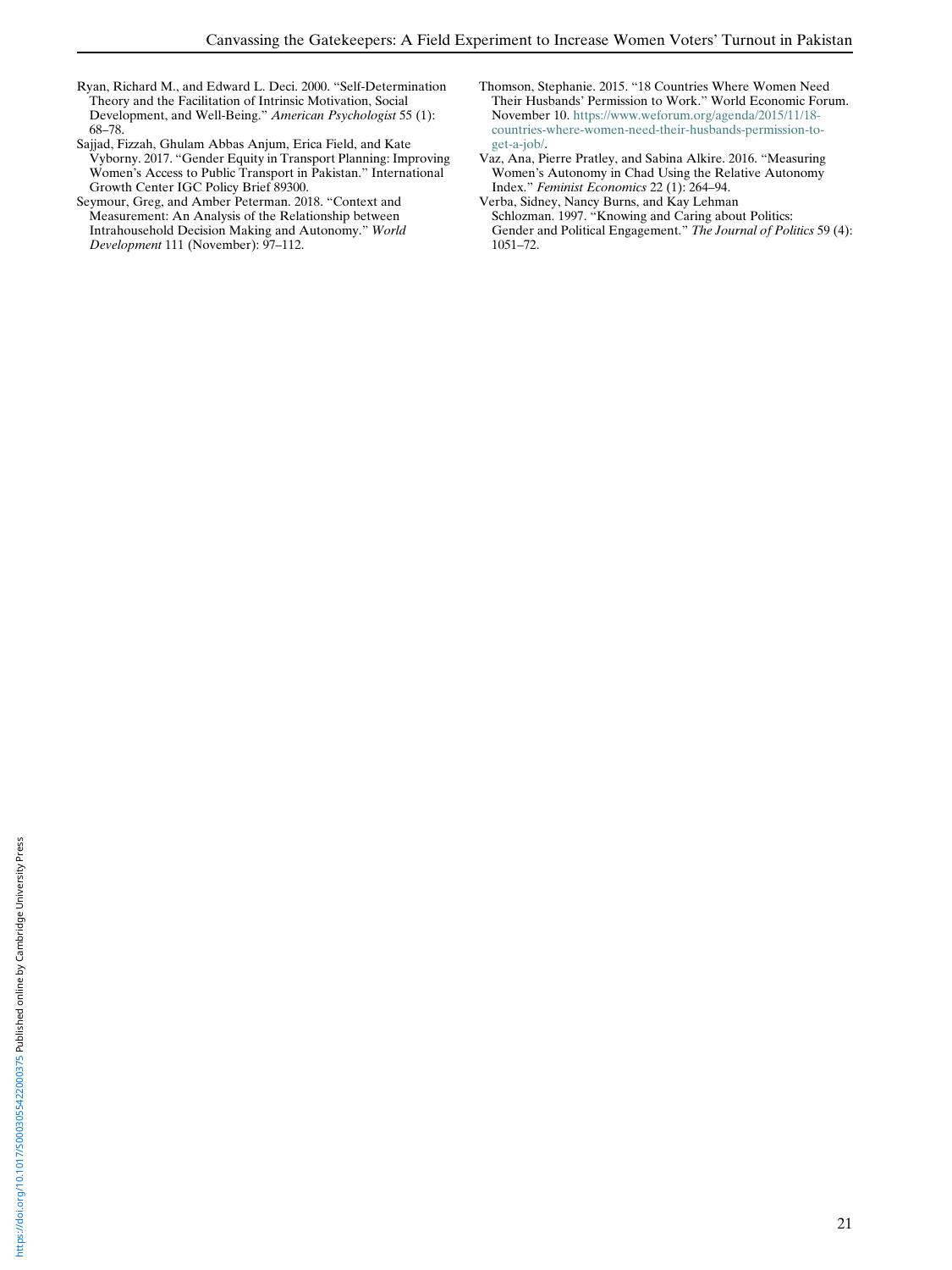Ryan, Richard M., and Edward L. Deci. 2000. "Self-Determination Theory and the Facilitation of Intrinsic Motivation, Social Development, and Well-Being." *American Psychologist* 55 (1): 68–78.

Sajjad, Fizzah, Ghulam Abbas Anjum, Erica Field, and Kate Vyborny. 2017. "Gender Equity in Transport Planning: Improving Women's Access to Public Transport in Pakistan." International Growth Center IGC Policy Brief 89300.

Seymour, Greg, and Amber Peterman. 2018. "Context and Measurement: An Analysis of the Relationship between Intrahousehold Decision Making and Autonomy." *World Development* 111 (November): 97–112.

Thomson, Stephanie. 2015. "18 Countries Where Women Need Their Husbands' Permission to Work." World Economic Forum. November 10. https://www.weforum.org/agenda/2015/11/18-countries-where-women-need-their-husbands-permission-to-get-a-job/.

Vaz, Ana, Pierre Pratley, and Sabina Alkire. 2016. "Measuring Women's Autonomy in Chad Using the Relative Autonomy Index." *Feminist Economics* 22 (1): 264–94.

Verba, Sidney, Nancy Burns, and Kay Lehman Schlozman. 1997. "Knowing and Caring about Politics: Gender and Political Engagement." *The Journal of Politics* 59 (4): 1051–72.